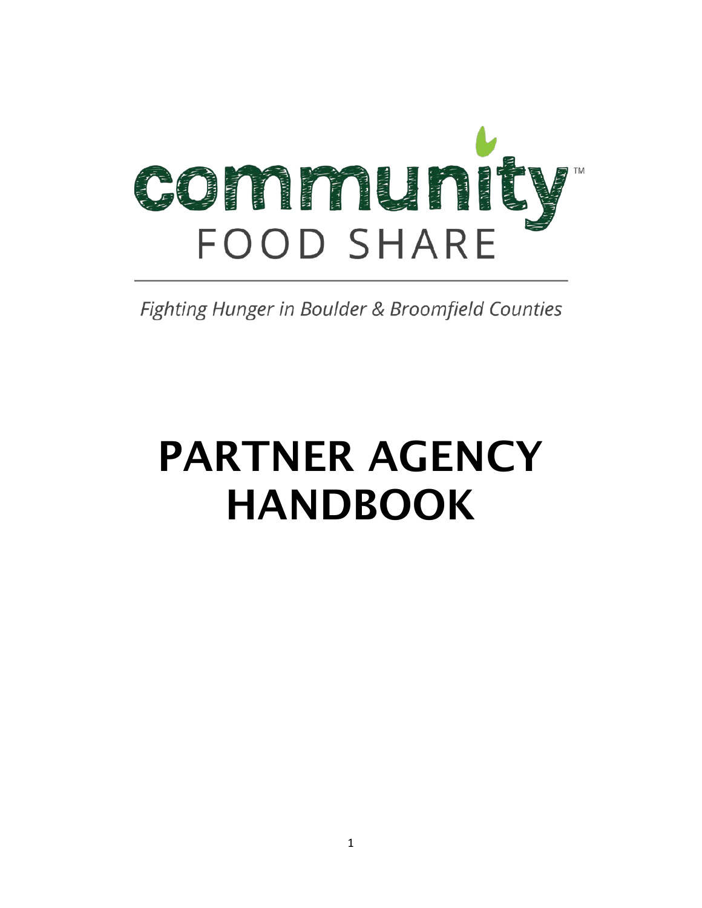community™
FOOD SHARE

*Fighting Hunger in Boulder & Broomfield Counties*

# PARTNER AGENCY HANDBOOK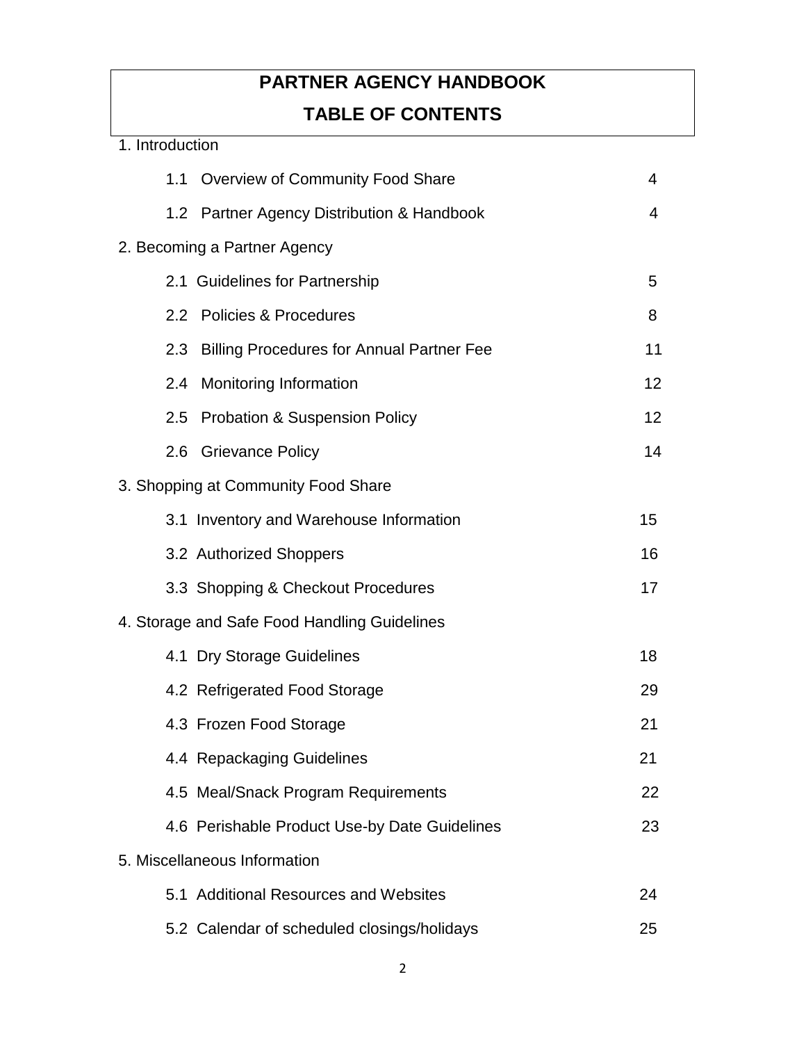# PARTNER AGENCY HANDBOOK

# TABLE OF CONTENTS

1. Introduction

| | |
|---|---|
| 1.1 Overview of Community Food Share | 4 |
| 1.2 Partner Agency Distribution & Handbook | 4 |

2. Becoming a Partner Agency

| | |
|---|---|
| 2.1 Guidelines for Partnership | 5 |
| 2.2 Policies & Procedures | 8 |
| 2.3 Billing Procedures for Annual Partner Fee | 11 |
| 2.4 Monitoring Information | 12 |
| 2.5 Probation & Suspension Policy | 12 |
| 2.6 Grievance Policy | 14 |

3. Shopping at Community Food Share

| | |
|---|---|
| 3.1 Inventory and Warehouse Information | 15 |
| 3.2 Authorized Shoppers | 16 |
| 3.3 Shopping & Checkout Procedures | 17 |

4. Storage and Safe Food Handling Guidelines

| | |
|---|---|
| 4.1 Dry Storage Guidelines | 18 |
| 4.2 Refrigerated Food Storage | 29 |
| 4.3 Frozen Food Storage | 21 |
| 4.4 Repackaging Guidelines | 21 |
| 4.5 Meal/Snack Program Requirements | 22 |
| 4.6 Perishable Product Use-by Date Guidelines | 23 |

5. Miscellaneous Information

| | |
|---|---|
| 5.1 Additional Resources and Websites | 24 |
| 5.2 Calendar of scheduled closings/holidays | 25 |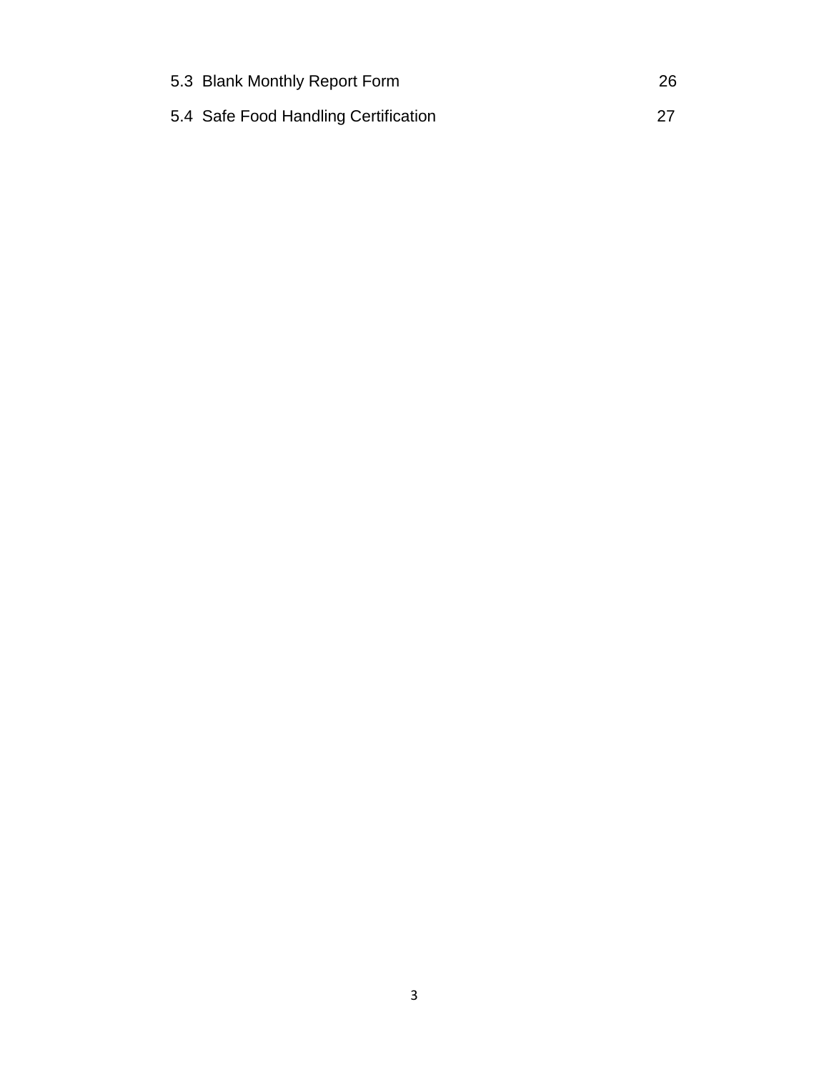5.3  Blank Monthly Report Form 26

5.4  Safe Food Handling Certification 27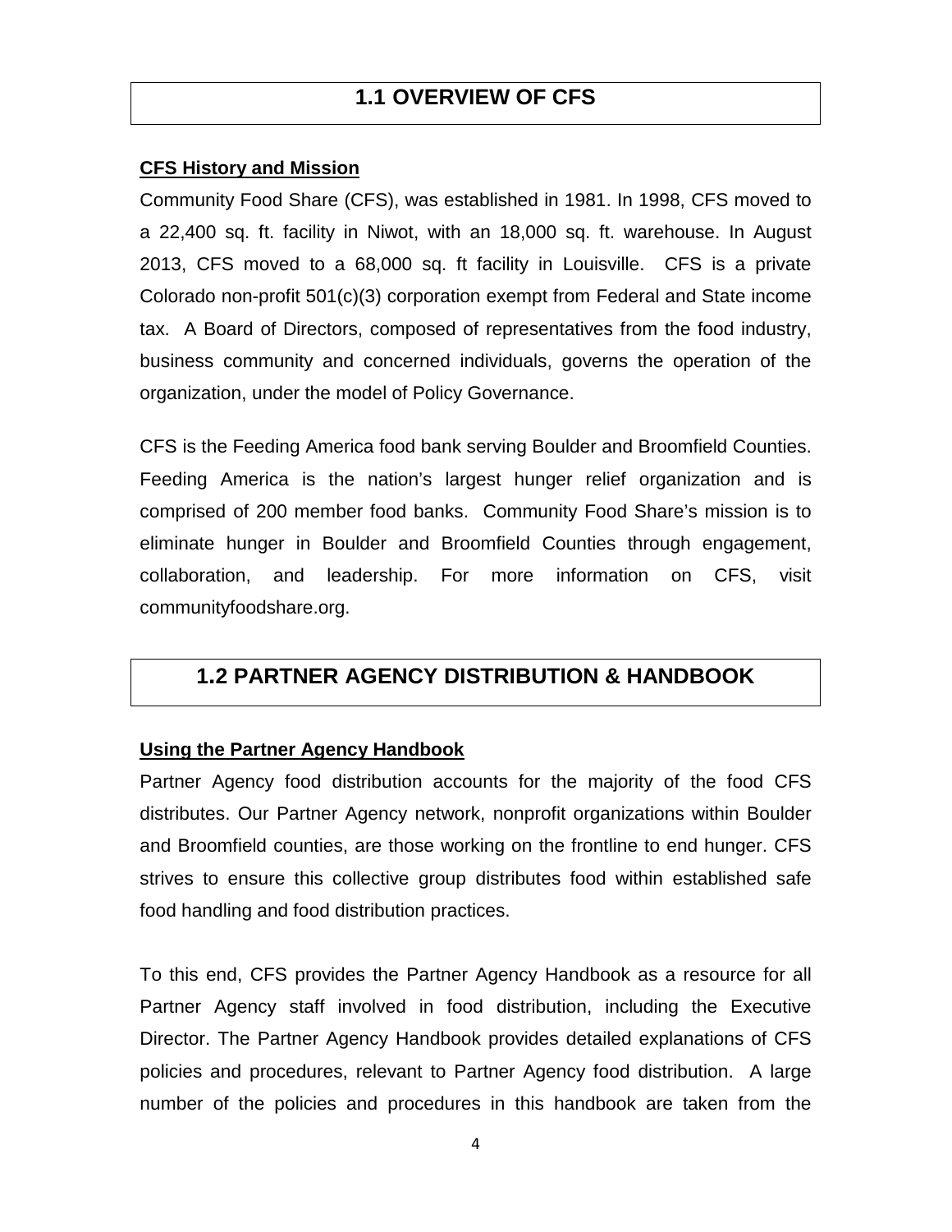## 1.1 OVERVIEW OF CFS

**CFS History and Mission**

Community Food Share (CFS), was established in 1981. In 1998, CFS moved to a 22,400 sq. ft. facility in Niwot, with an 18,000 sq. ft. warehouse. In August 2013, CFS moved to a 68,000 sq. ft facility in Louisville. CFS is a private Colorado non-profit 501(c)(3) corporation exempt from Federal and State income tax. A Board of Directors, composed of representatives from the food industry, business community and concerned individuals, governs the operation of the organization, under the model of Policy Governance.

CFS is the Feeding America food bank serving Boulder and Broomfield Counties. Feeding America is the nation's largest hunger relief organization and is comprised of 200 member food banks. Community Food Share's mission is to eliminate hunger in Boulder and Broomfield Counties through engagement, collaboration, and leadership. For more information on CFS, visit communityfoodshare.org.

## 1.2 PARTNER AGENCY DISTRIBUTION & HANDBOOK

**Using the Partner Agency Handbook**

Partner Agency food distribution accounts for the majority of the food CFS distributes. Our Partner Agency network, nonprofit organizations within Boulder and Broomfield counties, are those working on the frontline to end hunger. CFS strives to ensure this collective group distributes food within established safe food handling and food distribution practices.

To this end, CFS provides the Partner Agency Handbook as a resource for all Partner Agency staff involved in food distribution, including the Executive Director. The Partner Agency Handbook provides detailed explanations of CFS policies and procedures, relevant to Partner Agency food distribution. A large number of the policies and procedures in this handbook are taken from the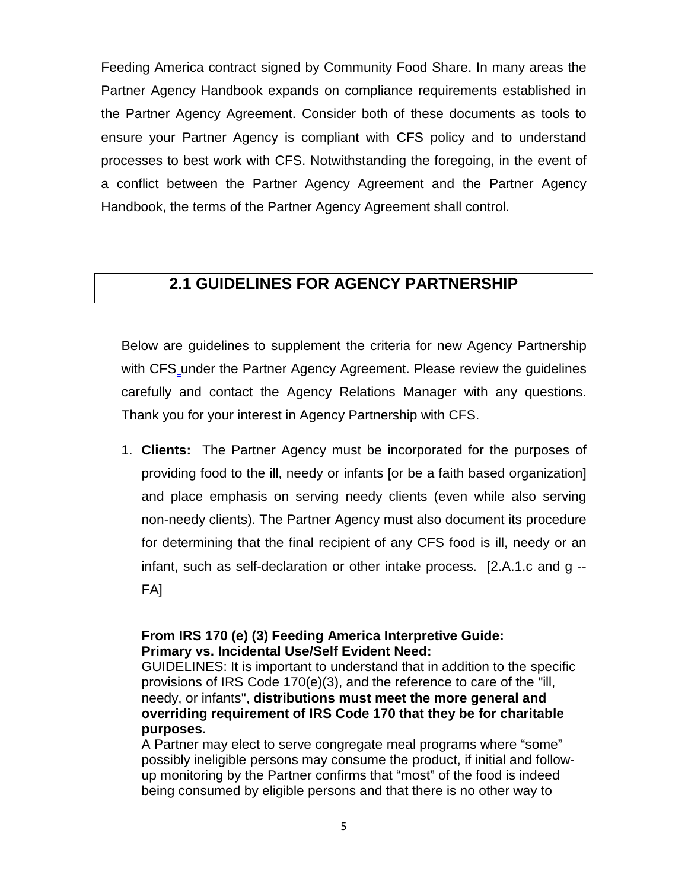Feeding America contract signed by Community Food Share. In many areas the Partner Agency Handbook expands on compliance requirements established in the Partner Agency Agreement. Consider both of these documents as tools to ensure your Partner Agency is compliant with CFS policy and to understand processes to best work with CFS. Notwithstanding the foregoing, in the event of a conflict between the Partner Agency Agreement and the Partner Agency Handbook, the terms of the Partner Agency Agreement shall control.

## 2.1 GUIDELINES FOR AGENCY PARTNERSHIP

Below are guidelines to supplement the criteria for new Agency Partnership with CFS under the Partner Agency Agreement. Please review the guidelines carefully and contact the Agency Relations Manager with any questions. Thank you for your interest in Agency Partnership with CFS.

1. **Clients:** The Partner Agency must be incorporated for the purposes of providing food to the ill, needy or infants [or be a faith based organization] and place emphasis on serving needy clients (even while also serving non-needy clients). The Partner Agency must also document its procedure for determining that the final recipient of any CFS food is ill, needy or an infant, such as self-declaration or other intake process. [2.A.1.c and g -- FA]

   **From IRS 170 (e) (3) Feeding America Interpretive Guide:**
   **Primary vs. Incidental Use/Self Evident Need:**
   GUIDELINES: It is important to understand that in addition to the specific provisions of IRS Code 170(e)(3), and the reference to care of the "ill, needy, or infants", **distributions must meet the more general and overriding requirement of IRS Code 170 that they be for charitable purposes.**
   A Partner may elect to serve congregate meal programs where "some" possibly ineligible persons may consume the product, if initial and follow-up monitoring by the Partner confirms that "most" of the food is indeed being consumed by eligible persons and that there is no other way to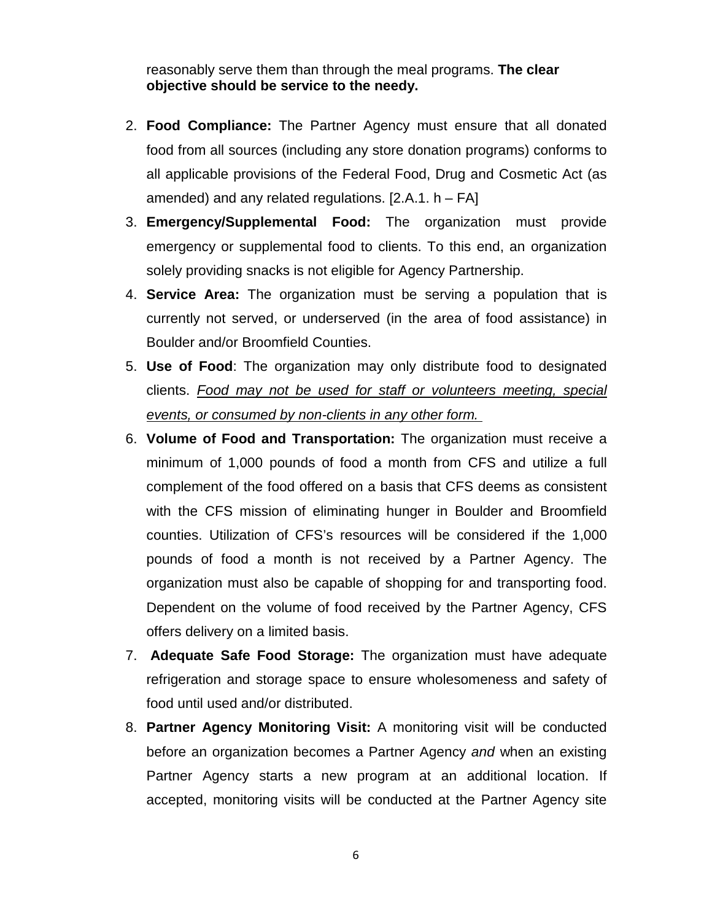reasonably serve them than through the meal programs. **The clear objective should be service to the needy.**

2. **Food Compliance:** The Partner Agency must ensure that all donated food from all sources (including any store donation programs) conforms to all applicable provisions of the Federal Food, Drug and Cosmetic Act (as amended) and any related regulations. [2.A.1. h – FA]
3. **Emergency/Supplemental Food:** The organization must provide emergency or supplemental food to clients. To this end, an organization solely providing snacks is not eligible for Agency Partnership.
4. **Service Area:** The organization must be serving a population that is currently not served, or underserved (in the area of food assistance) in Boulder and/or Broomfield Counties.
5. **Use of Food**: The organization may only distribute food to designated clients. *Food may not be used for staff or volunteers meeting, special events, or consumed by non-clients in any other form.*
6. **Volume of Food and Transportation:** The organization must receive a minimum of 1,000 pounds of food a month from CFS and utilize a full complement of the food offered on a basis that CFS deems as consistent with the CFS mission of eliminating hunger in Boulder and Broomfield counties. Utilization of CFS's resources will be considered if the 1,000 pounds of food a month is not received by a Partner Agency. The organization must also be capable of shopping for and transporting food. Dependent on the volume of food received by the Partner Agency, CFS offers delivery on a limited basis.
7. **Adequate Safe Food Storage:** The organization must have adequate refrigeration and storage space to ensure wholesomeness and safety of food until used and/or distributed.
8. **Partner Agency Monitoring Visit:** A monitoring visit will be conducted before an organization becomes a Partner Agency *and* when an existing Partner Agency starts a new program at an additional location. If accepted, monitoring visits will be conducted at the Partner Agency site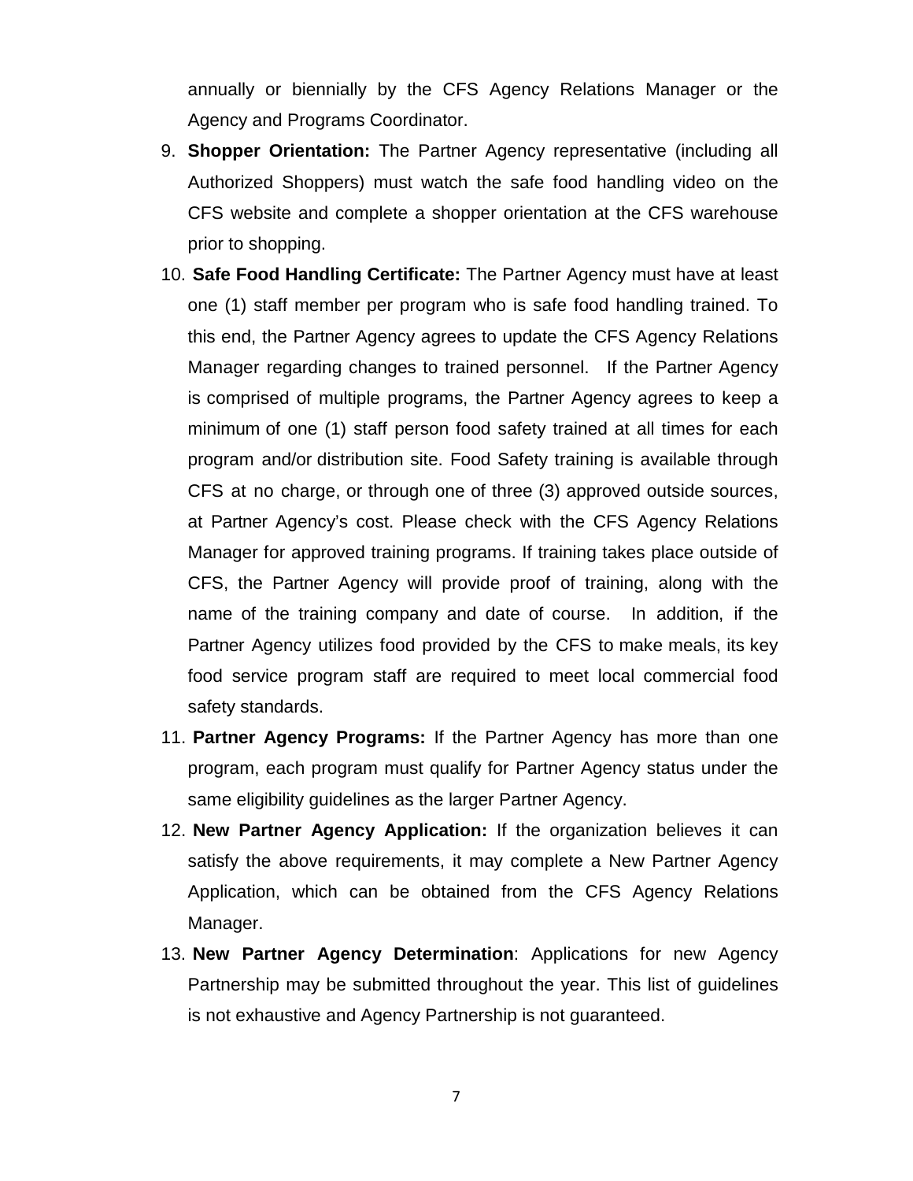annually or biennially by the CFS Agency Relations Manager or the Agency and Programs Coordinator.

9. **Shopper Orientation:** The Partner Agency representative (including all Authorized Shoppers) must watch the safe food handling video on the CFS website and complete a shopper orientation at the CFS warehouse prior to shopping.
10. **Safe Food Handling Certificate:** The Partner Agency must have at least one (1) staff member per program who is safe food handling trained. To this end, the Partner Agency agrees to update the CFS Agency Relations Manager regarding changes to trained personnel. If the Partner Agency is comprised of multiple programs, the Partner Agency agrees to keep a minimum of one (1) staff person food safety trained at all times for each program and/or distribution site. Food Safety training is available through CFS at no charge, or through one of three (3) approved outside sources, at Partner Agency's cost. Please check with the CFS Agency Relations Manager for approved training programs. If training takes place outside of CFS, the Partner Agency will provide proof of training, along with the name of the training company and date of course. In addition, if the Partner Agency utilizes food provided by the CFS to make meals, its key food service program staff are required to meet local commercial food safety standards.
11. **Partner Agency Programs:** If the Partner Agency has more than one program, each program must qualify for Partner Agency status under the same eligibility guidelines as the larger Partner Agency.
12. **New Partner Agency Application:** If the organization believes it can satisfy the above requirements, it may complete a New Partner Agency Application, which can be obtained from the CFS Agency Relations Manager.
13. **New Partner Agency Determination**: Applications for new Agency Partnership may be submitted throughout the year. This list of guidelines is not exhaustive and Agency Partnership is not guaranteed.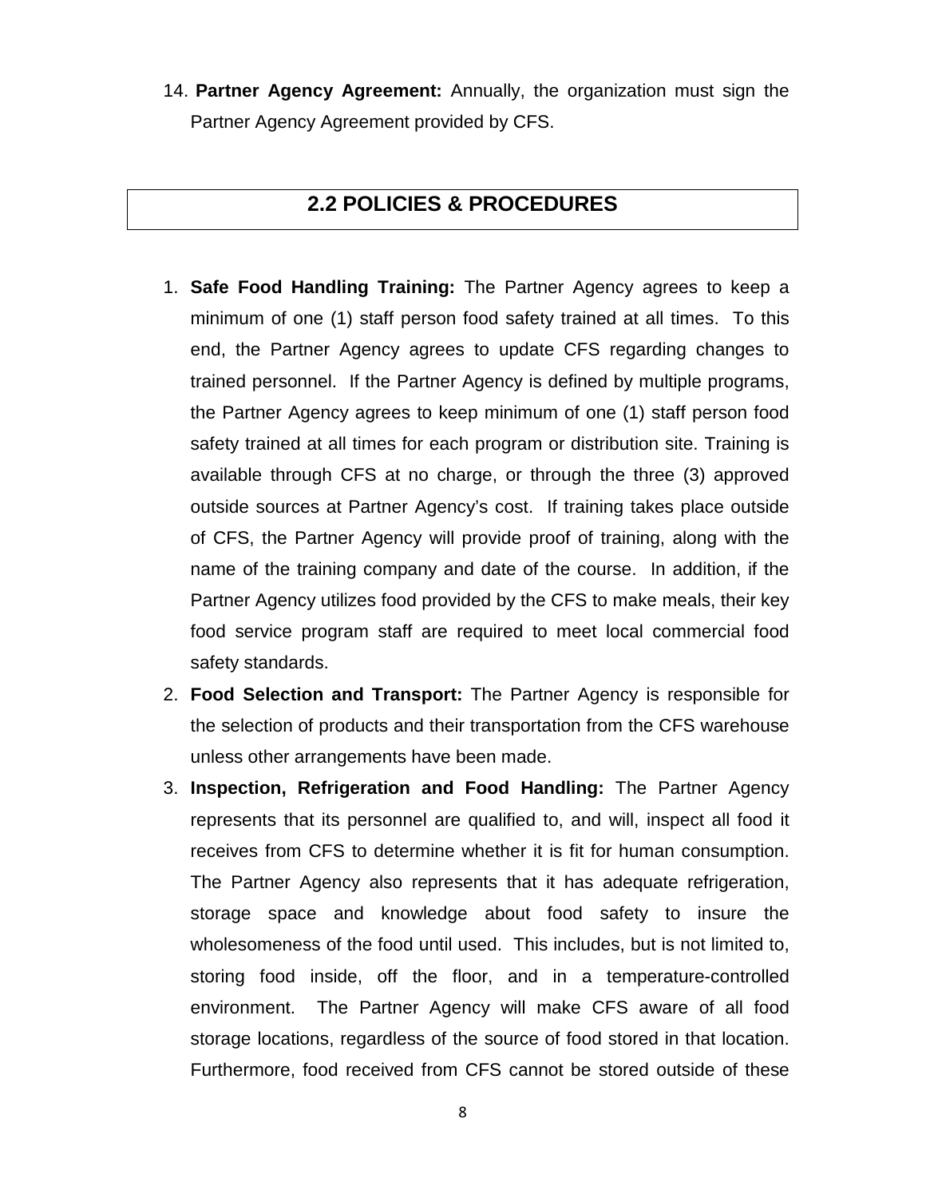14. **Partner Agency Agreement:** Annually, the organization must sign the Partner Agency Agreement provided by CFS.

## 2.2 POLICIES & PROCEDURES

1. **Safe Food Handling Training:** The Partner Agency agrees to keep a minimum of one (1) staff person food safety trained at all times. To this end, the Partner Agency agrees to update CFS regarding changes to trained personnel. If the Partner Agency is defined by multiple programs, the Partner Agency agrees to keep minimum of one (1) staff person food safety trained at all times for each program or distribution site. Training is available through CFS at no charge, or through the three (3) approved outside sources at Partner Agency's cost. If training takes place outside of CFS, the Partner Agency will provide proof of training, along with the name of the training company and date of the course. In addition, if the Partner Agency utilizes food provided by the CFS to make meals, their key food service program staff are required to meet local commercial food safety standards.
2. **Food Selection and Transport:** The Partner Agency is responsible for the selection of products and their transportation from the CFS warehouse unless other arrangements have been made.
3. **Inspection, Refrigeration and Food Handling:** The Partner Agency represents that its personnel are qualified to, and will, inspect all food it receives from CFS to determine whether it is fit for human consumption. The Partner Agency also represents that it has adequate refrigeration, storage space and knowledge about food safety to insure the wholesomeness of the food until used. This includes, but is not limited to, storing food inside, off the floor, and in a temperature-controlled environment. The Partner Agency will make CFS aware of all food storage locations, regardless of the source of food stored in that location. Furthermore, food received from CFS cannot be stored outside of these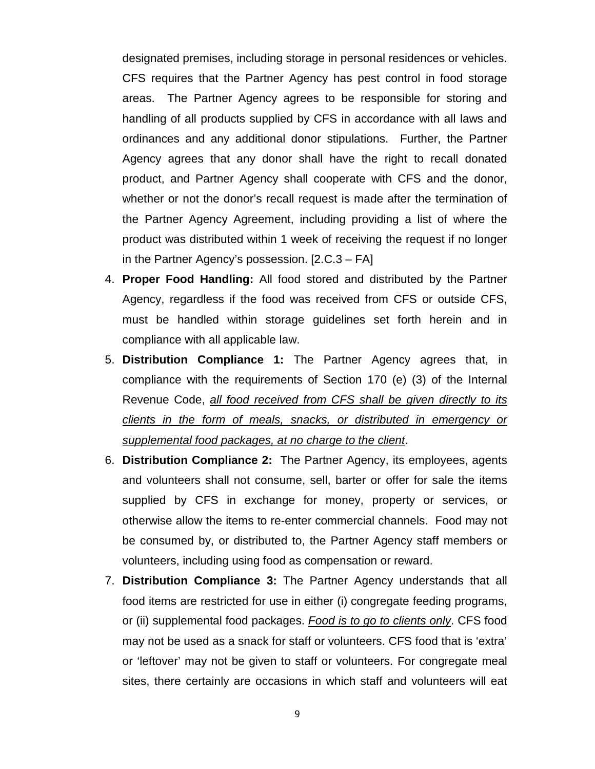designated premises, including storage in personal residences or vehicles. CFS requires that the Partner Agency has pest control in food storage areas. The Partner Agency agrees to be responsible for storing and handling of all products supplied by CFS in accordance with all laws and ordinances and any additional donor stipulations. Further, the Partner Agency agrees that any donor shall have the right to recall donated product, and Partner Agency shall cooperate with CFS and the donor, whether or not the donor's recall request is made after the termination of the Partner Agency Agreement, including providing a list of where the product was distributed within 1 week of receiving the request if no longer in the Partner Agency's possession. [2.C.3 – FA]

4. **Proper Food Handling:** All food stored and distributed by the Partner Agency, regardless if the food was received from CFS or outside CFS, must be handled within storage guidelines set forth herein and in compliance with all applicable law.
5. **Distribution Compliance 1:** The Partner Agency agrees that, in compliance with the requirements of Section 170 (e) (3) of the Internal Revenue Code, <u>*all food received from CFS shall be given directly to its clients in the form of meals, snacks, or distributed in emergency or supplemental food packages, at no charge to the client*</u>.
6. **Distribution Compliance 2:** The Partner Agency, its employees, agents and volunteers shall not consume, sell, barter or offer for sale the items supplied by CFS in exchange for money, property or services, or otherwise allow the items to re-enter commercial channels. Food may not be consumed by, or distributed to, the Partner Agency staff members or volunteers, including using food as compensation or reward.
7. **Distribution Compliance 3:** The Partner Agency understands that all food items are restricted for use in either (i) congregate feeding programs, or (ii) supplemental food packages. <u>*Food is to go to clients only*</u>. CFS food may not be used as a snack for staff or volunteers. CFS food that is 'extra' or 'leftover' may not be given to staff or volunteers. For congregate meal sites, there certainly are occasions in which staff and volunteers will eat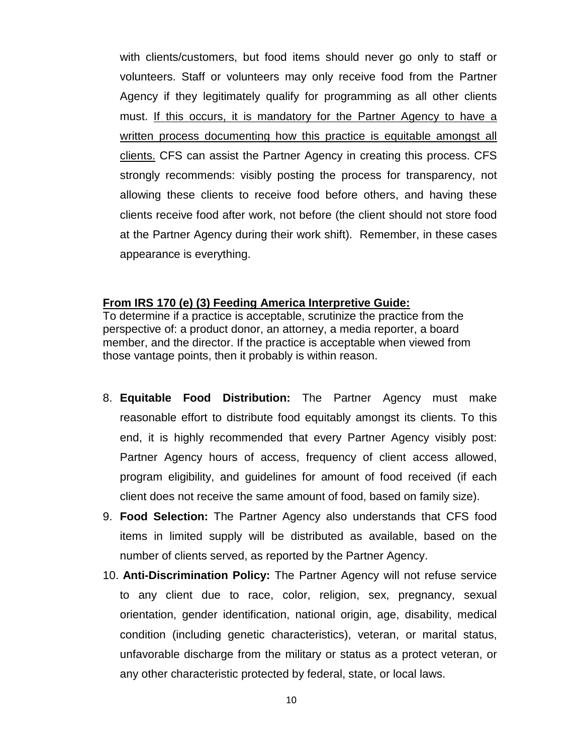with clients/customers, but food items should never go only to staff or volunteers. Staff or volunteers may only receive food from the Partner Agency if they legitimately qualify for programming as all other clients must. <u>If this occurs, it is mandatory for the Partner Agency to have a written process documenting how this practice is equitable amongst all clients.</u> CFS can assist the Partner Agency in creating this process. CFS strongly recommends: visibly posting the process for transparency, not allowing these clients to receive food before others, and having these clients receive food after work, not before (the client should not store food at the Partner Agency during their work shift). Remember, in these cases appearance is everything.

**<u>From IRS 170 (e) (3) Feeding America Interpretive Guide:</u>**
To determine if a practice is acceptable, scrutinize the practice from the perspective of: a product donor, an attorney, a media reporter, a board member, and the director. If the practice is acceptable when viewed from those vantage points, then it probably is within reason.

8. **Equitable Food Distribution:** The Partner Agency must make reasonable effort to distribute food equitably amongst its clients. To this end, it is highly recommended that every Partner Agency visibly post: Partner Agency hours of access, frequency of client access allowed, program eligibility, and guidelines for amount of food received (if each client does not receive the same amount of food, based on family size).
9. **Food Selection:** The Partner Agency also understands that CFS food items in limited supply will be distributed as available, based on the number of clients served, as reported by the Partner Agency.
10. **Anti-Discrimination Policy:** The Partner Agency will not refuse service to any client due to race, color, religion, sex, pregnancy, sexual orientation, gender identification, national origin, age, disability, medical condition (including genetic characteristics), veteran, or marital status, unfavorable discharge from the military or status as a protect veteran, or any other characteristic protected by federal, state, or local laws.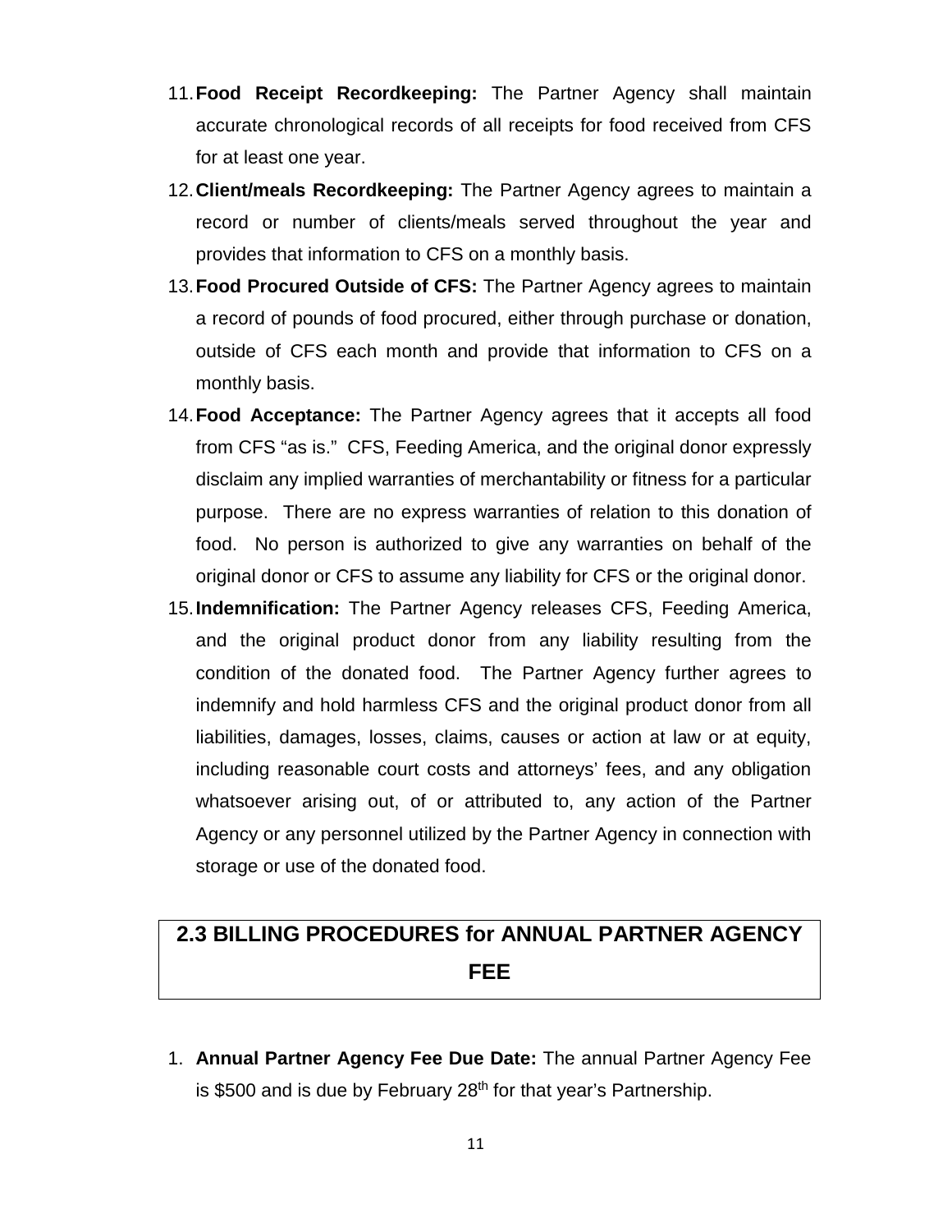11. **Food Receipt Recordkeeping:** The Partner Agency shall maintain accurate chronological records of all receipts for food received from CFS for at least one year.
12. **Client/meals Recordkeeping:** The Partner Agency agrees to maintain a record or number of clients/meals served throughout the year and provides that information to CFS on a monthly basis.
13. **Food Procured Outside of CFS:** The Partner Agency agrees to maintain a record of pounds of food procured, either through purchase or donation, outside of CFS each month and provide that information to CFS on a monthly basis.
14. **Food Acceptance:** The Partner Agency agrees that it accepts all food from CFS "as is." CFS, Feeding America, and the original donor expressly disclaim any implied warranties of merchantability or fitness for a particular purpose. There are no express warranties of relation to this donation of food. No person is authorized to give any warranties on behalf of the original donor or CFS to assume any liability for CFS or the original donor.
15. **Indemnification:** The Partner Agency releases CFS, Feeding America, and the original product donor from any liability resulting from the condition of the donated food. The Partner Agency further agrees to indemnify and hold harmless CFS and the original product donor from all liabilities, damages, losses, claims, causes or action at law or at equity, including reasonable court costs and attorneys' fees, and any obligation whatsoever arising out, of or attributed to, any action of the Partner Agency or any personnel utilized by the Partner Agency in connection with storage or use of the donated food.

## 2.3 BILLING PROCEDURES for ANNUAL PARTNER AGENCY FEE

1. **Annual Partner Agency Fee Due Date:** The annual Partner Agency Fee is $500 and is due by February 28th for that year's Partnership.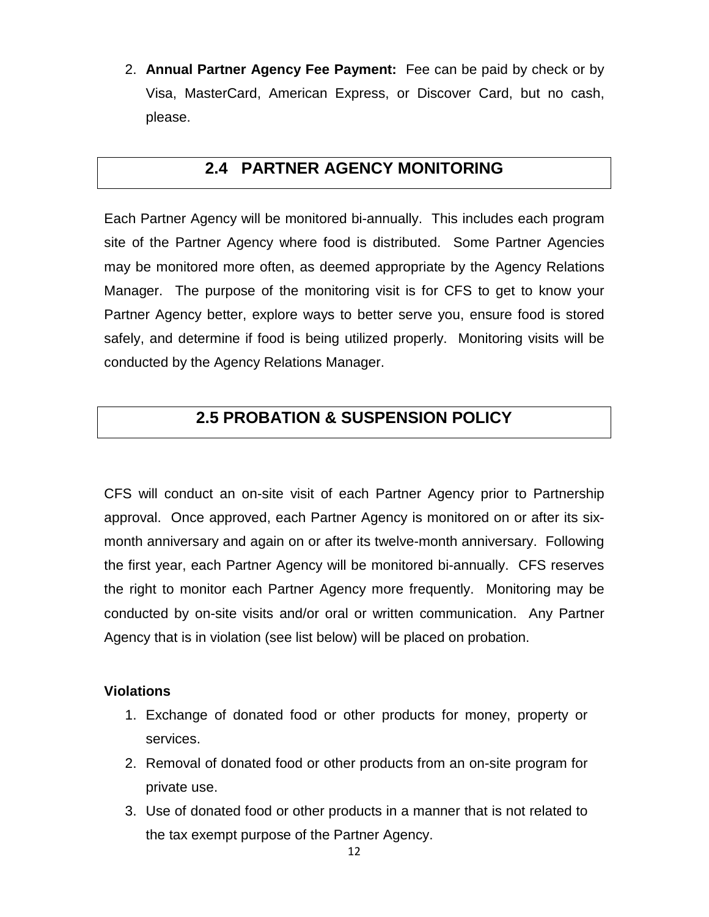2. **Annual Partner Agency Fee Payment:** Fee can be paid by check or by Visa, MasterCard, American Express, or Discover Card, but no cash, please.

## 2.4 PARTNER AGENCY MONITORING

Each Partner Agency will be monitored bi-annually. This includes each program site of the Partner Agency where food is distributed. Some Partner Agencies may be monitored more often, as deemed appropriate by the Agency Relations Manager. The purpose of the monitoring visit is for CFS to get to know your Partner Agency better, explore ways to better serve you, ensure food is stored safely, and determine if food is being utilized properly. Monitoring visits will be conducted by the Agency Relations Manager.

## 2.5 PROBATION & SUSPENSION POLICY

CFS will conduct an on-site visit of each Partner Agency prior to Partnership approval. Once approved, each Partner Agency is monitored on or after its six-month anniversary and again on or after its twelve-month anniversary. Following the first year, each Partner Agency will be monitored bi-annually. CFS reserves the right to monitor each Partner Agency more frequently. Monitoring may be conducted by on-site visits and/or oral or written communication. Any Partner Agency that is in violation (see list below) will be placed on probation.

**Violations**

1. Exchange of donated food or other products for money, property or services.
2. Removal of donated food or other products from an on-site program for private use.
3. Use of donated food or other products in a manner that is not related to the tax exempt purpose of the Partner Agency.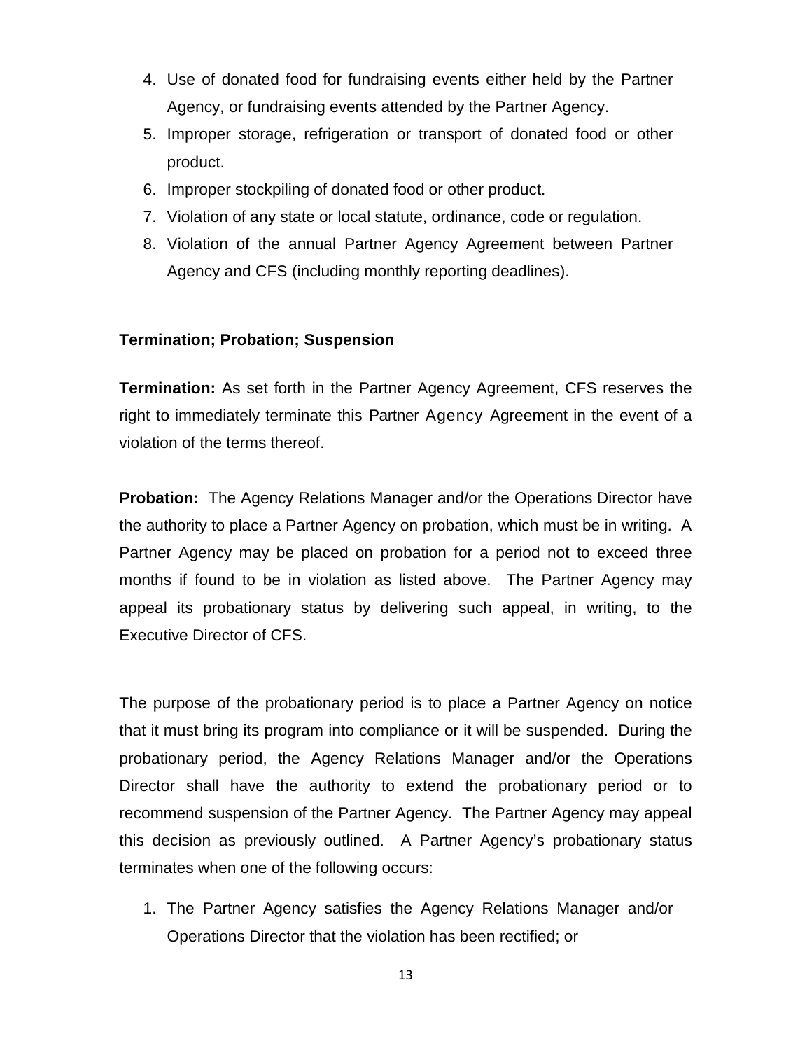4. Use of donated food for fundraising events either held by the Partner Agency, or fundraising events attended by the Partner Agency.
5. Improper storage, refrigeration or transport of donated food or other product.
6. Improper stockpiling of donated food or other product.
7. Violation of any state or local statute, ordinance, code or regulation.
8. Violation of the annual Partner Agency Agreement between Partner Agency and CFS (including monthly reporting deadlines).

**Termination; Probation; Suspension**

**Termination:** As set forth in the Partner Agency Agreement, CFS reserves the right to immediately terminate this Partner Agency Agreement in the event of a violation of the terms thereof.

**Probation:** The Agency Relations Manager and/or the Operations Director have the authority to place a Partner Agency on probation, which must be in writing. A Partner Agency may be placed on probation for a period not to exceed three months if found to be in violation as listed above. The Partner Agency may appeal its probationary status by delivering such appeal, in writing, to the Executive Director of CFS.

The purpose of the probationary period is to place a Partner Agency on notice that it must bring its program into compliance or it will be suspended. During the probationary period, the Agency Relations Manager and/or the Operations Director shall have the authority to extend the probationary period or to recommend suspension of the Partner Agency. The Partner Agency may appeal this decision as previously outlined. A Partner Agency's probationary status terminates when one of the following occurs:

1. The Partner Agency satisfies the Agency Relations Manager and/or Operations Director that the violation has been rectified; or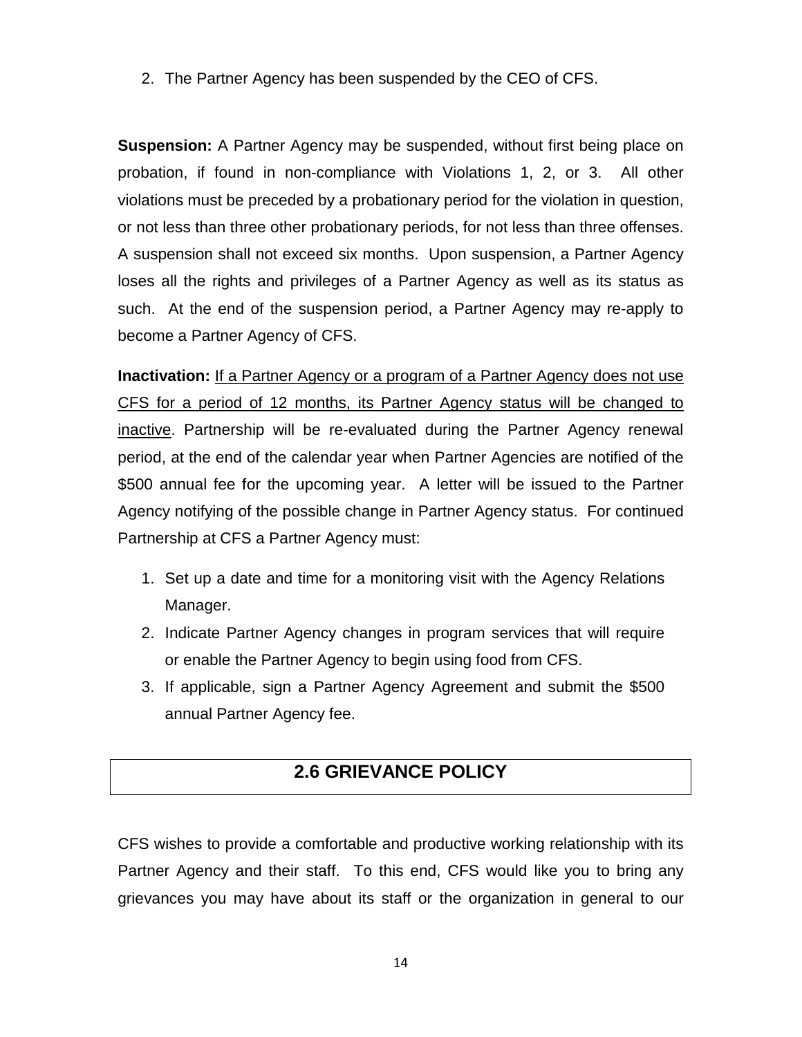2. The Partner Agency has been suspended by the CEO of CFS.

**Suspension:** A Partner Agency may be suspended, without first being place on probation, if found in non-compliance with Violations 1, 2, or 3. All other violations must be preceded by a probationary period for the violation in question, or not less than three other probationary periods, for not less than three offenses. A suspension shall not exceed six months. Upon suspension, a Partner Agency loses all the rights and privileges of a Partner Agency as well as its status as such. At the end of the suspension period, a Partner Agency may re-apply to become a Partner Agency of CFS.

**Inactivation:** <u>If a Partner Agency or a program of a Partner Agency does not use CFS for a period of 12 months, its Partner Agency status will be changed to inactive</u>. Partnership will be re-evaluated during the Partner Agency renewal period, at the end of the calendar year when Partner Agencies are notified of the $500 annual fee for the upcoming year. A letter will be issued to the Partner Agency notifying of the possible change in Partner Agency status. For continued Partnership at CFS a Partner Agency must:

1. Set up a date and time for a monitoring visit with the Agency Relations Manager.
2. Indicate Partner Agency changes in program services that will require or enable the Partner Agency to begin using food from CFS.
3. If applicable, sign a Partner Agency Agreement and submit the $500 annual Partner Agency fee.

## 2.6 GRIEVANCE POLICY

CFS wishes to provide a comfortable and productive working relationship with its Partner Agency and their staff. To this end, CFS would like you to bring any grievances you may have about its staff or the organization in general to our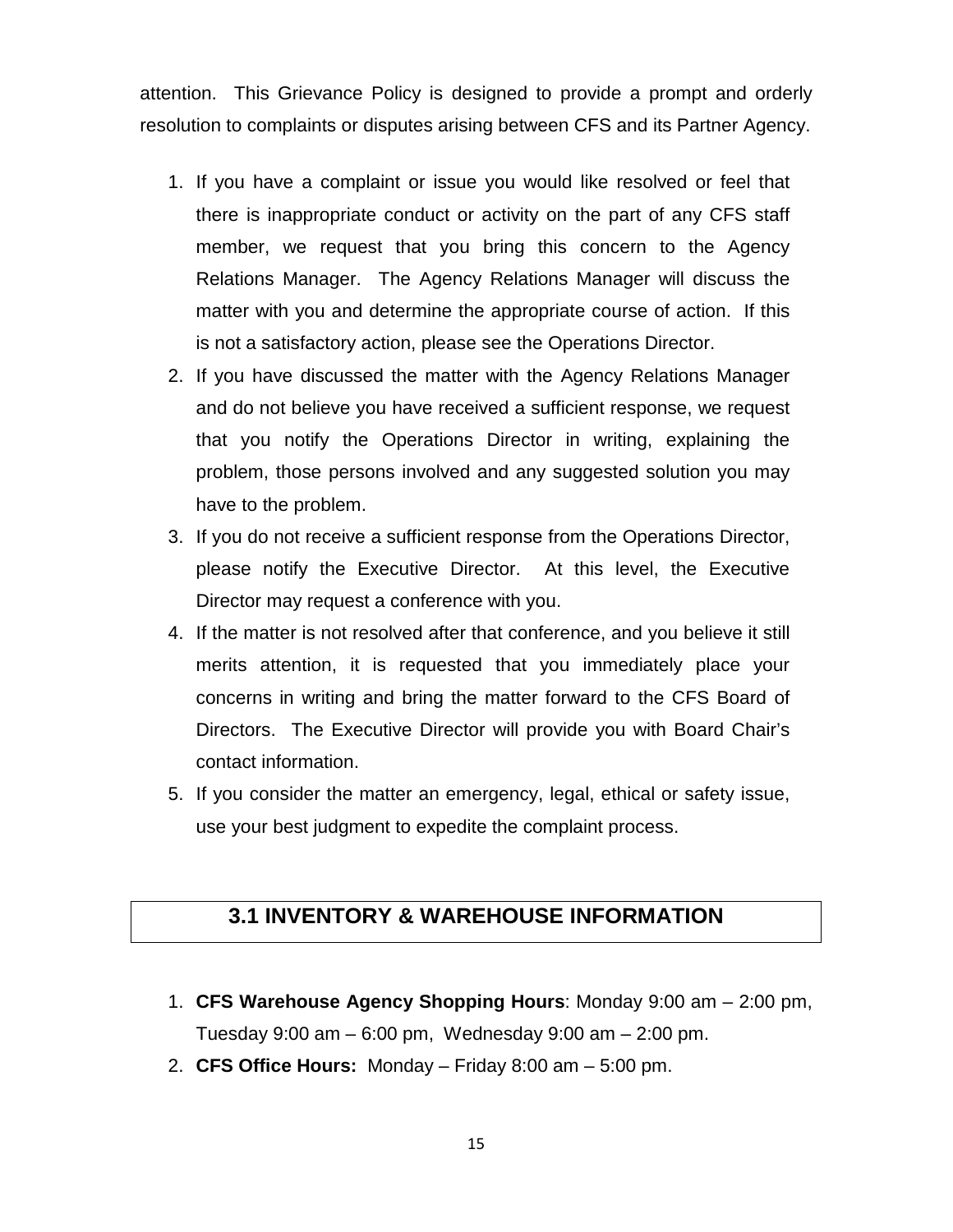attention. This Grievance Policy is designed to provide a prompt and orderly resolution to complaints or disputes arising between CFS and its Partner Agency.

1. If you have a complaint or issue you would like resolved or feel that there is inappropriate conduct or activity on the part of any CFS staff member, we request that you bring this concern to the Agency Relations Manager. The Agency Relations Manager will discuss the matter with you and determine the appropriate course of action. If this is not a satisfactory action, please see the Operations Director.
2. If you have discussed the matter with the Agency Relations Manager and do not believe you have received a sufficient response, we request that you notify the Operations Director in writing, explaining the problem, those persons involved and any suggested solution you may have to the problem.
3. If you do not receive a sufficient response from the Operations Director, please notify the Executive Director. At this level, the Executive Director may request a conference with you.
4. If the matter is not resolved after that conference, and you believe it still merits attention, it is requested that you immediately place your concerns in writing and bring the matter forward to the CFS Board of Directors. The Executive Director will provide you with Board Chair's contact information.
5. If you consider the matter an emergency, legal, ethical or safety issue, use your best judgment to expedite the complaint process.

## 3.1 INVENTORY & WAREHOUSE INFORMATION

1. **CFS Warehouse Agency Shopping Hours**: Monday 9:00 am – 2:00 pm, Tuesday 9:00 am – 6:00 pm, Wednesday 9:00 am – 2:00 pm.
2. **CFS Office Hours:** Monday – Friday 8:00 am – 5:00 pm.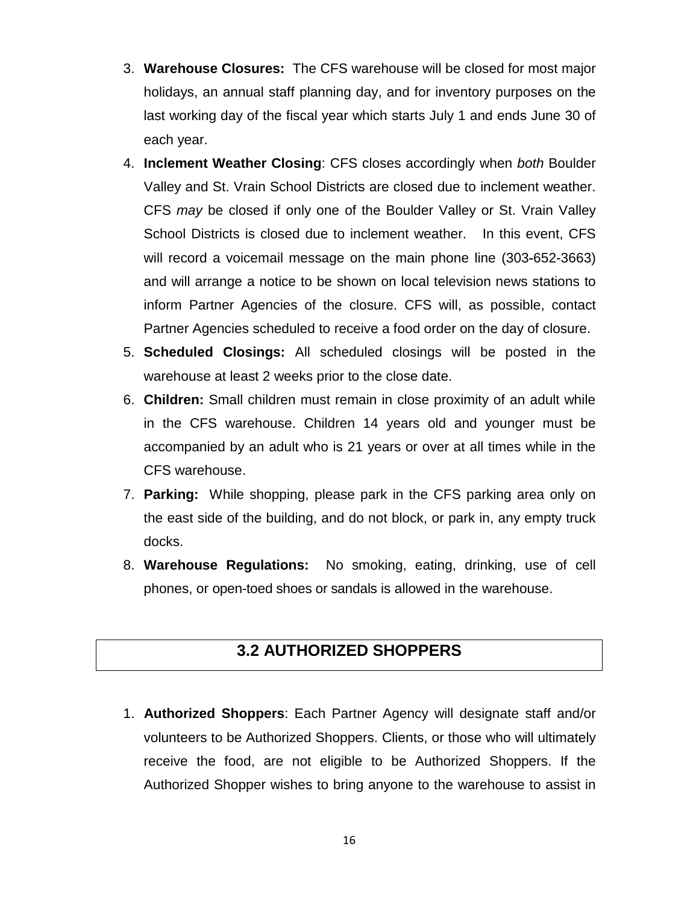3. **Warehouse Closures:** The CFS warehouse will be closed for most major holidays, an annual staff planning day, and for inventory purposes on the last working day of the fiscal year which starts July 1 and ends June 30 of each year.
4. **Inclement Weather Closing**: CFS closes accordingly when *both* Boulder Valley and St. Vrain School Districts are closed due to inclement weather. CFS *may* be closed if only one of the Boulder Valley or St. Vrain Valley School Districts is closed due to inclement weather. In this event, CFS will record a voicemail message on the main phone line (303-652-3663) and will arrange a notice to be shown on local television news stations to inform Partner Agencies of the closure. CFS will, as possible, contact Partner Agencies scheduled to receive a food order on the day of closure.
5. **Scheduled Closings:** All scheduled closings will be posted in the warehouse at least 2 weeks prior to the close date.
6. **Children:** Small children must remain in close proximity of an adult while in the CFS warehouse. Children 14 years old and younger must be accompanied by an adult who is 21 years or over at all times while in the CFS warehouse.
7. **Parking:** While shopping, please park in the CFS parking area only on the east side of the building, and do not block, or park in, any empty truck docks.
8. **Warehouse Regulations:** No smoking, eating, drinking, use of cell phones, or open-toed shoes or sandals is allowed in the warehouse.

## 3.2 AUTHORIZED SHOPPERS

1. **Authorized Shoppers**: Each Partner Agency will designate staff and/or volunteers to be Authorized Shoppers. Clients, or those who will ultimately receive the food, are not eligible to be Authorized Shoppers. If the Authorized Shopper wishes to bring anyone to the warehouse to assist in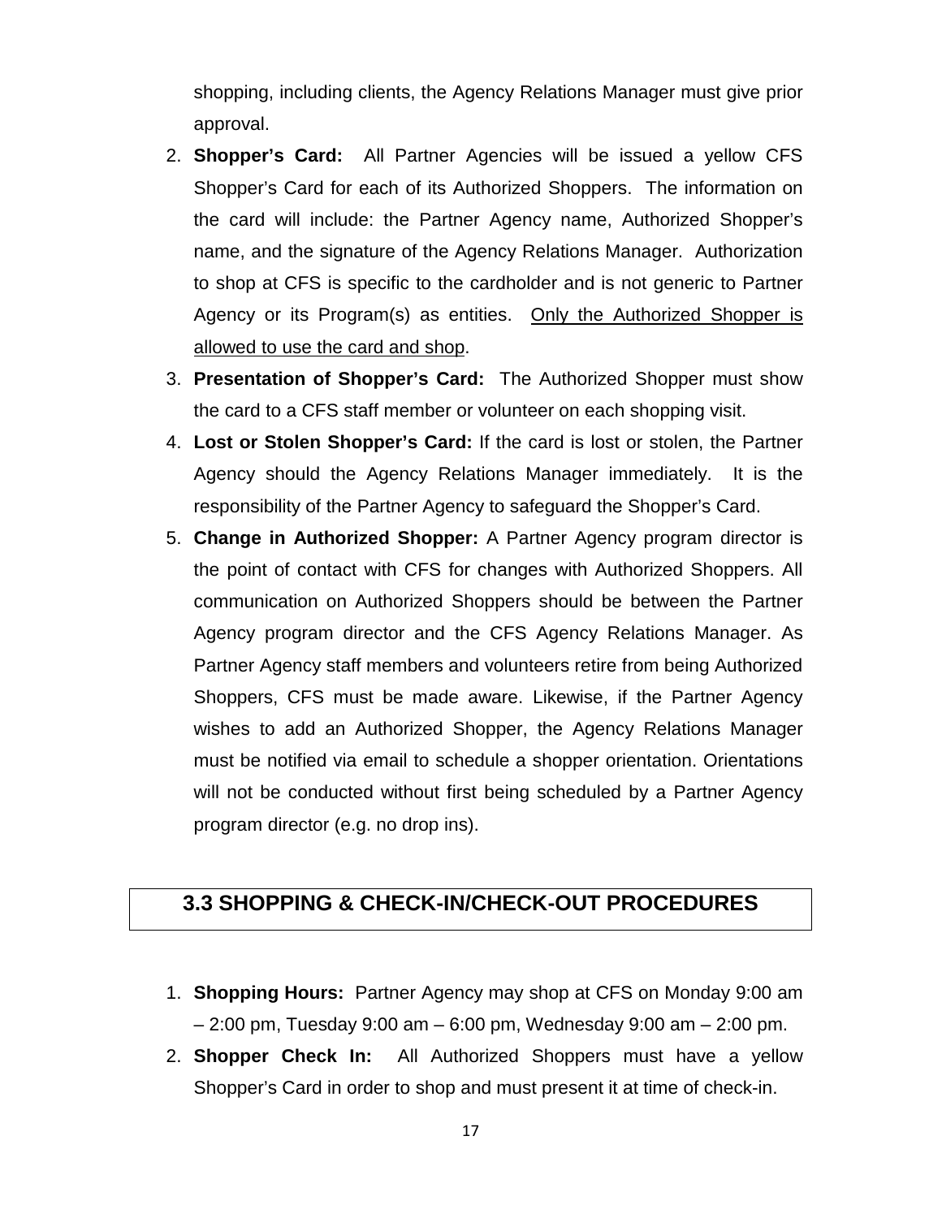shopping, including clients, the Agency Relations Manager must give prior approval.

2. **Shopper's Card:** All Partner Agencies will be issued a yellow CFS Shopper's Card for each of its Authorized Shoppers. The information on the card will include: the Partner Agency name, Authorized Shopper's name, and the signature of the Agency Relations Manager. Authorization to shop at CFS is specific to the cardholder and is not generic to Partner Agency or its Program(s) as entities. <u>Only the Authorized Shopper is allowed to use the card and shop</u>.
3. **Presentation of Shopper's Card:** The Authorized Shopper must show the card to a CFS staff member or volunteer on each shopping visit.
4. **Lost or Stolen Shopper's Card:** If the card is lost or stolen, the Partner Agency should the Agency Relations Manager immediately. It is the responsibility of the Partner Agency to safeguard the Shopper's Card.
5. **Change in Authorized Shopper:** A Partner Agency program director is the point of contact with CFS for changes with Authorized Shoppers. All communication on Authorized Shoppers should be between the Partner Agency program director and the CFS Agency Relations Manager. As Partner Agency staff members and volunteers retire from being Authorized Shoppers, CFS must be made aware. Likewise, if the Partner Agency wishes to add an Authorized Shopper, the Agency Relations Manager must be notified via email to schedule a shopper orientation. Orientations will not be conducted without first being scheduled by a Partner Agency program director (e.g. no drop ins).

## 3.3 SHOPPING & CHECK-IN/CHECK-OUT PROCEDURES

1. **Shopping Hours:** Partner Agency may shop at CFS on Monday 9:00 am – 2:00 pm, Tuesday 9:00 am – 6:00 pm, Wednesday 9:00 am – 2:00 pm.
2. **Shopper Check In:** All Authorized Shoppers must have a yellow Shopper's Card in order to shop and must present it at time of check-in.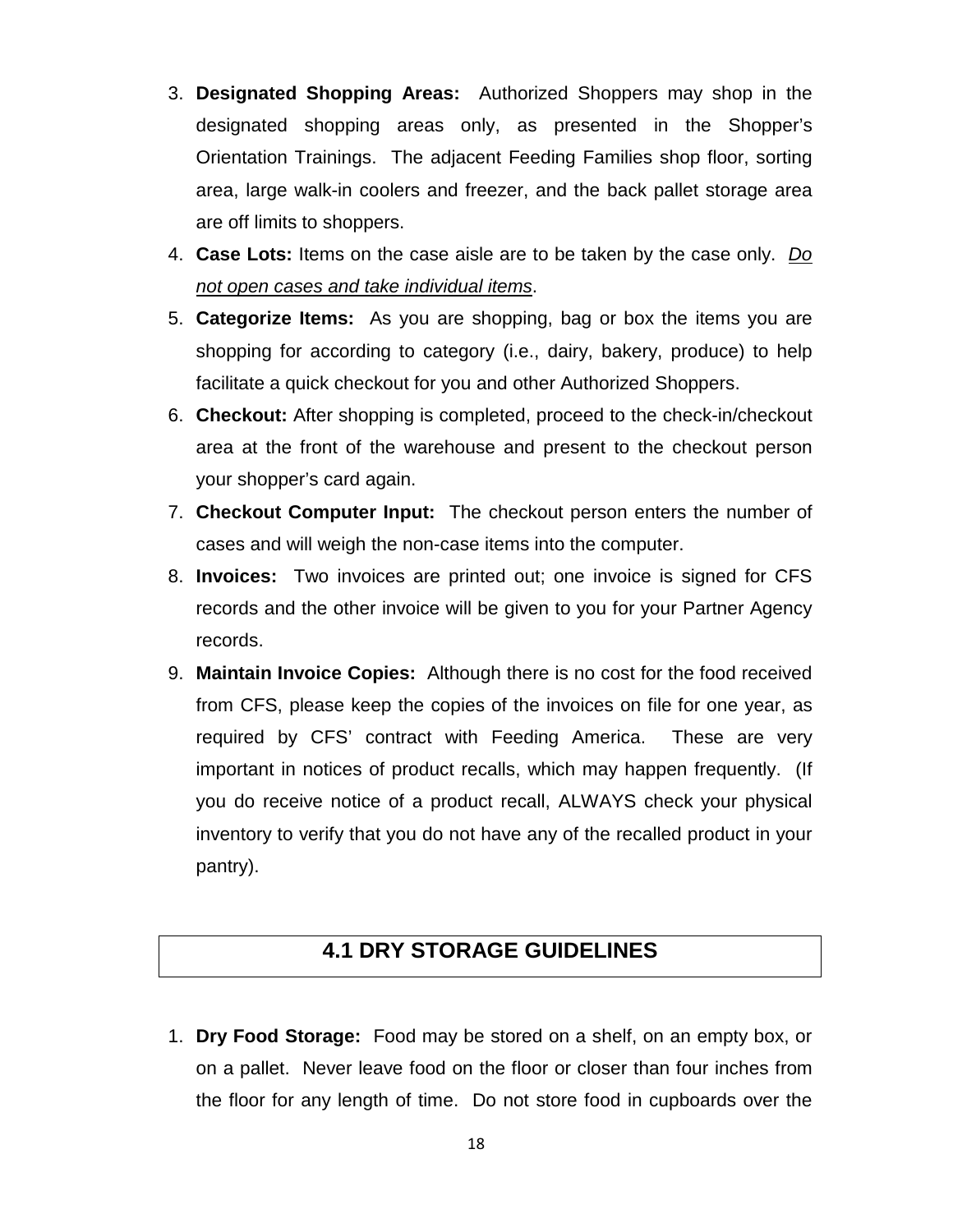3. **Designated Shopping Areas:** Authorized Shoppers may shop in the designated shopping areas only, as presented in the Shopper's Orientation Trainings. The adjacent Feeding Families shop floor, sorting area, large walk-in coolers and freezer, and the back pallet storage area are off limits to shoppers.
4. **Case Lots:** Items on the case aisle are to be taken by the case only. <u>*Do not open cases and take individual items*</u>.
5. **Categorize Items:** As you are shopping, bag or box the items you are shopping for according to category (i.e., dairy, bakery, produce) to help facilitate a quick checkout for you and other Authorized Shoppers.
6. **Checkout:** After shopping is completed, proceed to the check-in/checkout area at the front of the warehouse and present to the checkout person your shopper's card again.
7. **Checkout Computer Input:** The checkout person enters the number of cases and will weigh the non-case items into the computer.
8. **Invoices:** Two invoices are printed out; one invoice is signed for CFS records and the other invoice will be given to you for your Partner Agency records.
9. **Maintain Invoice Copies:** Although there is no cost for the food received from CFS, please keep the copies of the invoices on file for one year, as required by CFS' contract with Feeding America. These are very important in notices of product recalls, which may happen frequently. (If you do receive notice of a product recall, ALWAYS check your physical inventory to verify that you do not have any of the recalled product in your pantry).

## 4.1 DRY STORAGE GUIDELINES

1. **Dry Food Storage:** Food may be stored on a shelf, on an empty box, or on a pallet. Never leave food on the floor or closer than four inches from the floor for any length of time. Do not store food in cupboards over the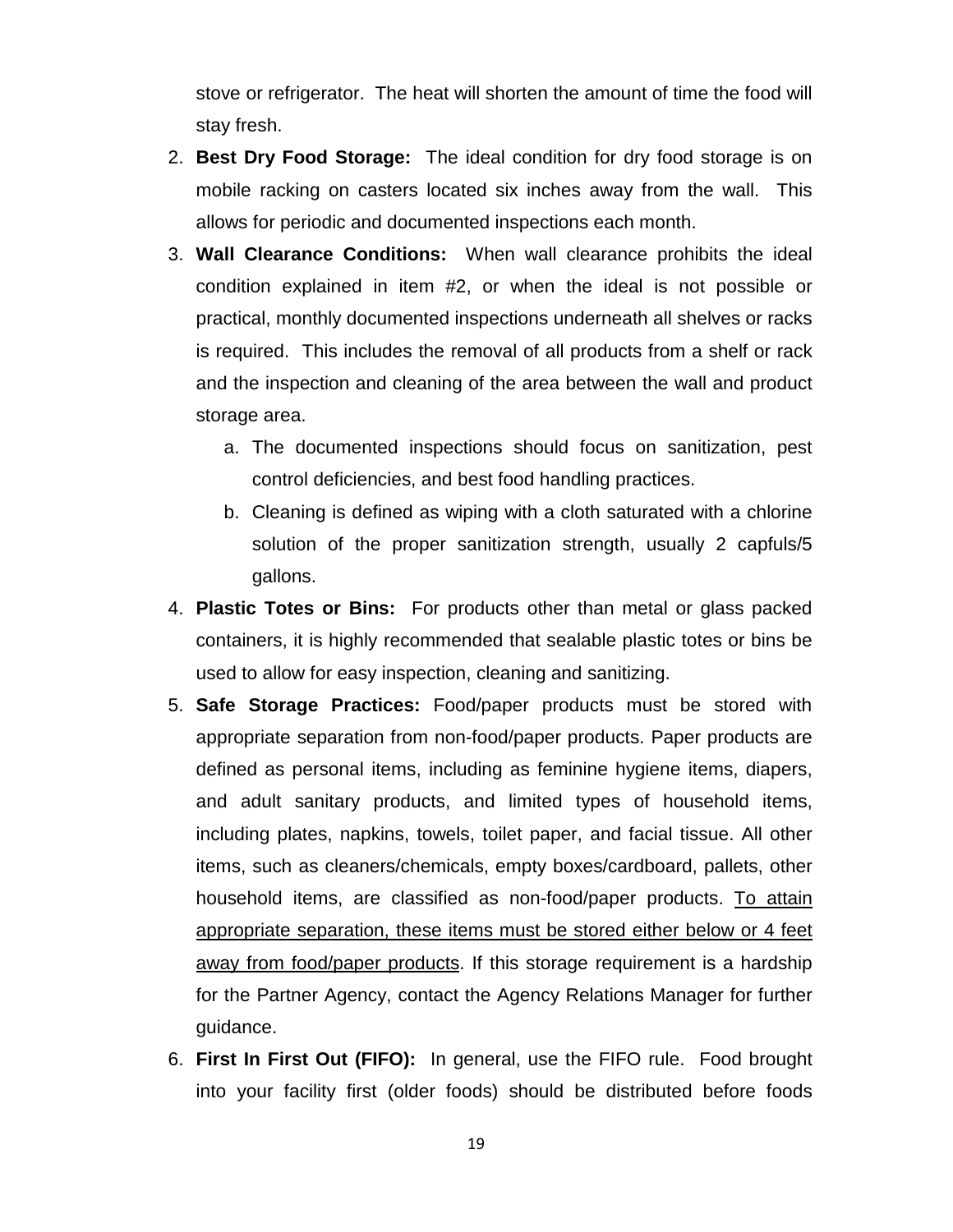stove or refrigerator. The heat will shorten the amount of time the food will stay fresh.

2. **Best Dry Food Storage:** The ideal condition for dry food storage is on mobile racking on casters located six inches away from the wall. This allows for periodic and documented inspections each month.
3. **Wall Clearance Conditions:** When wall clearance prohibits the ideal condition explained in item #2, or when the ideal is not possible or practical, monthly documented inspections underneath all shelves or racks is required. This includes the removal of all products from a shelf or rack and the inspection and cleaning of the area between the wall and product storage area.
   a. The documented inspections should focus on sanitization, pest control deficiencies, and best food handling practices.
   b. Cleaning is defined as wiping with a cloth saturated with a chlorine solution of the proper sanitization strength, usually 2 capfuls/5 gallons.
4. **Plastic Totes or Bins:** For products other than metal or glass packed containers, it is highly recommended that sealable plastic totes or bins be used to allow for easy inspection, cleaning and sanitizing.
5. **Safe Storage Practices:** Food/paper products must be stored with appropriate separation from non-food/paper products. Paper products are defined as personal items, including as feminine hygiene items, diapers, and adult sanitary products, and limited types of household items, including plates, napkins, towels, toilet paper, and facial tissue. All other items, such as cleaners/chemicals, empty boxes/cardboard, pallets, other household items, are classified as non-food/paper products. <u>To attain appropriate separation, these items must be stored either below or 4 feet away from food/paper products</u>. If this storage requirement is a hardship for the Partner Agency, contact the Agency Relations Manager for further guidance.
6. **First In First Out (FIFO):** In general, use the FIFO rule. Food brought into your facility first (older foods) should be distributed before foods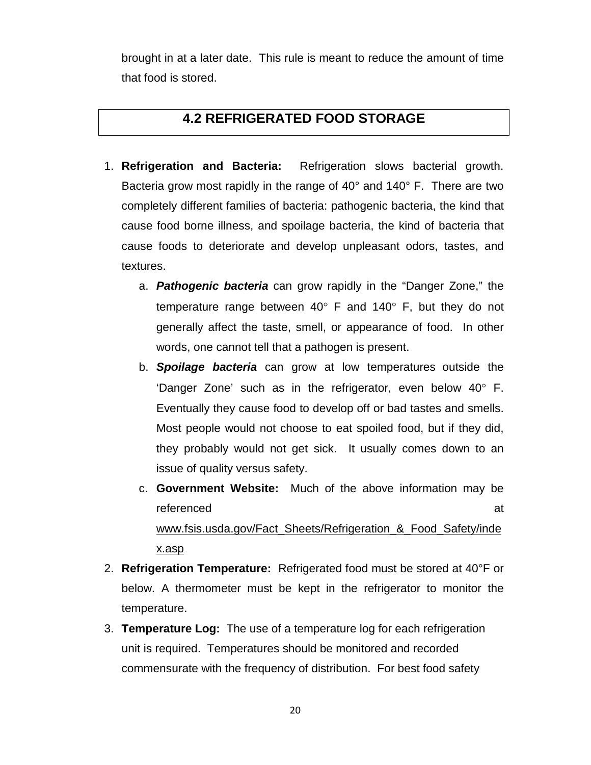brought in at a later date. This rule is meant to reduce the amount of time that food is stored.

## 4.2 REFRIGERATED FOOD STORAGE

1. **Refrigeration and Bacteria:** Refrigeration slows bacterial growth. Bacteria grow most rapidly in the range of 40° and 140° F. There are two completely different families of bacteria: pathogenic bacteria, the kind that cause food borne illness, and spoilage bacteria, the kind of bacteria that cause foods to deteriorate and develop unpleasant odors, tastes, and textures.
   a. ***Pathogenic bacteria*** can grow rapidly in the "Danger Zone," the temperature range between 40° F and 140° F, but they do not generally affect the taste, smell, or appearance of food. In other words, one cannot tell that a pathogen is present.
   b. ***Spoilage bacteria*** can grow at low temperatures outside the 'Danger Zone' such as in the refrigerator, even below 40° F. Eventually they cause food to develop off or bad tastes and smells. Most people would not choose to eat spoiled food, but if they did, they probably would not get sick. It usually comes down to an issue of quality versus safety.
   c. **Government Website:** Much of the above information may be referenced at www.fsis.usda.gov/Fact_Sheets/Refrigeration_&_Food_Safety/index.asp
2. **Refrigeration Temperature:** Refrigerated food must be stored at 40°F or below. A thermometer must be kept in the refrigerator to monitor the temperature.
3. **Temperature Log:** The use of a temperature log for each refrigeration unit is required. Temperatures should be monitored and recorded commensurate with the frequency of distribution. For best food safety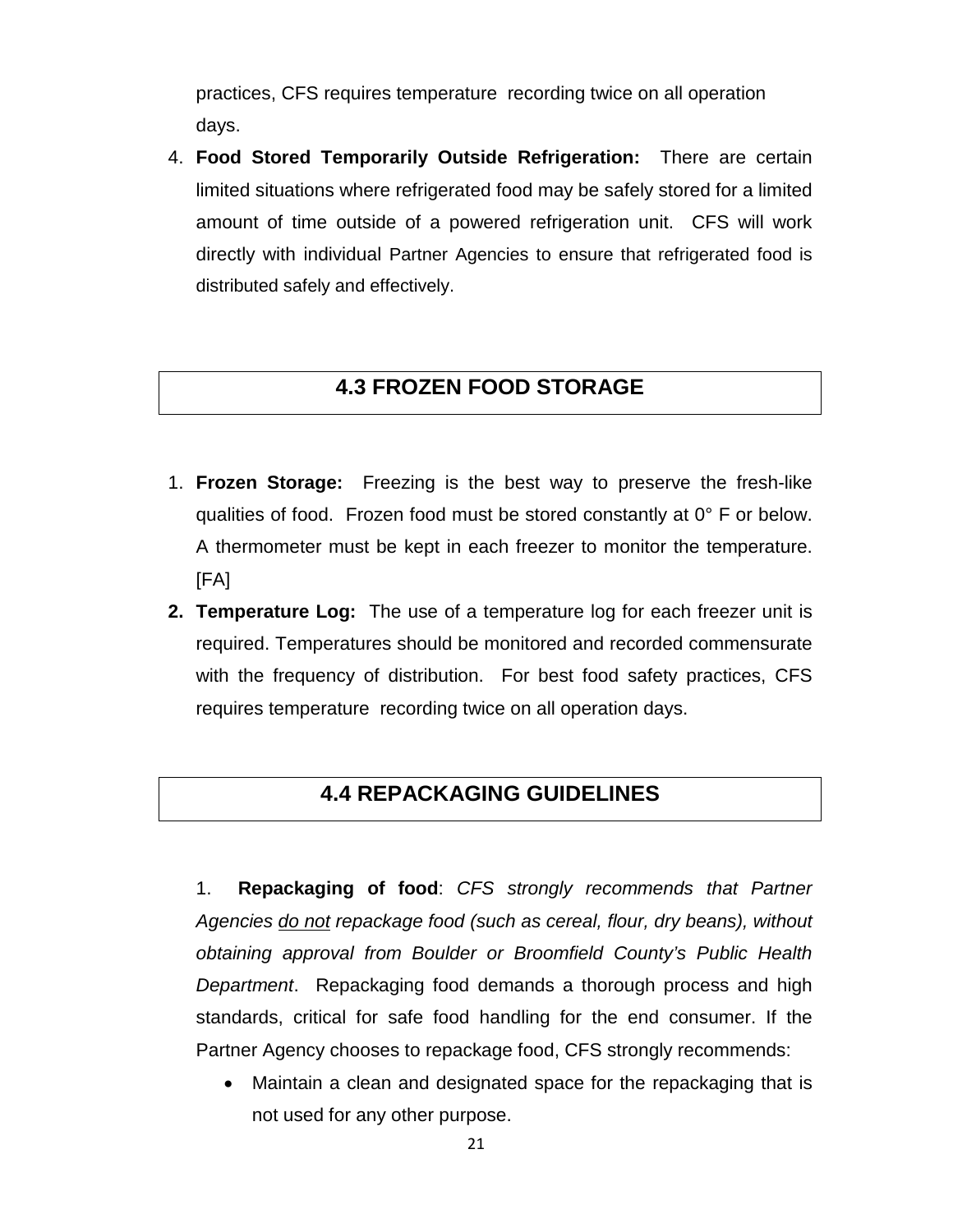practices, CFS requires temperature recording twice on all operation days.

4. **Food Stored Temporarily Outside Refrigeration:** There are certain limited situations where refrigerated food may be safely stored for a limited amount of time outside of a powered refrigeration unit. CFS will work directly with individual Partner Agencies to ensure that refrigerated food is distributed safely and effectively.

## 4.3 FROZEN FOOD STORAGE

1. **Frozen Storage:** Freezing is the best way to preserve the fresh-like qualities of food. Frozen food must be stored constantly at 0° F or below. A thermometer must be kept in each freezer to monitor the temperature. [FA]
2. **Temperature Log:** The use of a temperature log for each freezer unit is required. Temperatures should be monitored and recorded commensurate with the frequency of distribution. For best food safety practices, CFS requires temperature recording twice on all operation days.

## 4.4 REPACKAGING GUIDELINES

1. **Repackaging of food**: *CFS strongly recommends that Partner Agencies <u>do not</u> repackage food (such as cereal, flour, dry beans), without obtaining approval from Boulder or Broomfield County's Public Health Department*. Repackaging food demands a thorough process and high standards, critical for safe food handling for the end consumer. If the Partner Agency chooses to repackage food, CFS strongly recommends:
   - Maintain a clean and designated space for the repackaging that is not used for any other purpose.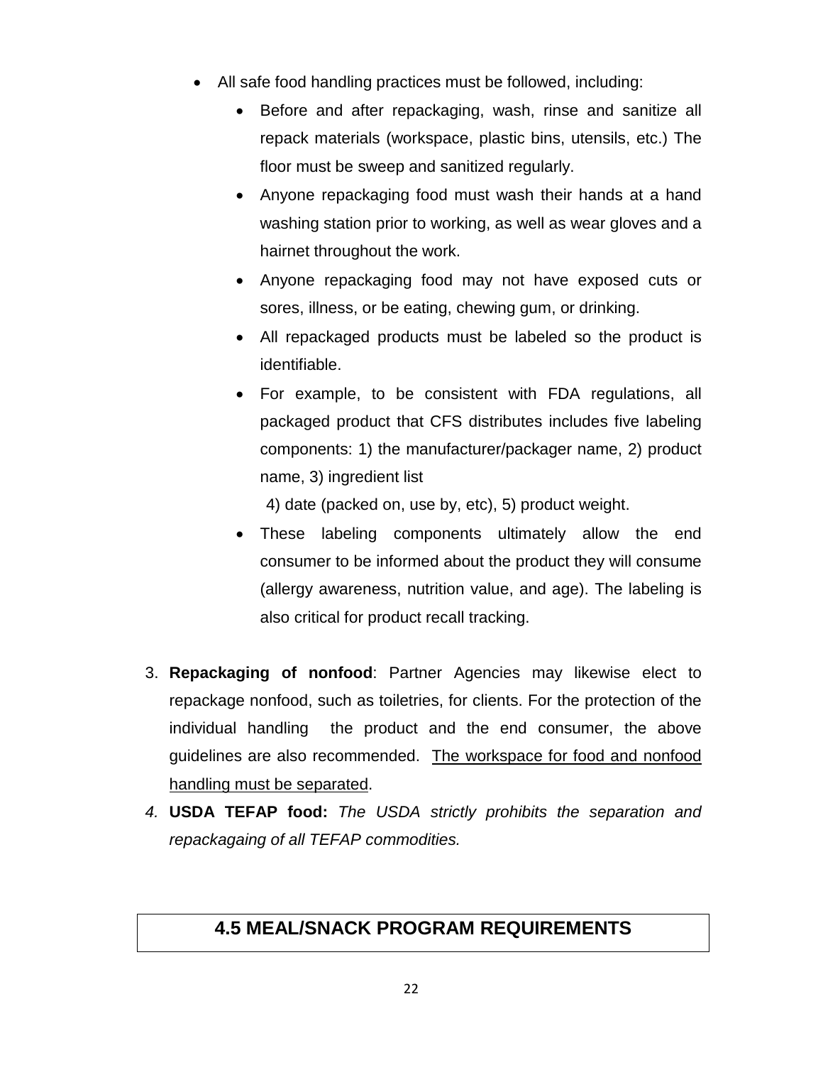- All safe food handling practices must be followed, including:
  - Before and after repackaging, wash, rinse and sanitize all repack materials (workspace, plastic bins, utensils, etc.) The floor must be sweep and sanitized regularly.
  - Anyone repackaging food must wash their hands at a hand washing station prior to working, as well as wear gloves and a hairnet throughout the work.
  - Anyone repackaging food may not have exposed cuts or sores, illness, or be eating, chewing gum, or drinking.
  - All repackaged products must be labeled so the product is identifiable.
  - For example, to be consistent with FDA regulations, all packaged product that CFS distributes includes five labeling components: 1) the manufacturer/packager name, 2) product name, 3) ingredient list
    4) date (packed on, use by, etc), 5) product weight.
  - These labeling components ultimately allow the end consumer to be informed about the product they will consume (allergy awareness, nutrition value, and age). The labeling is also critical for product recall tracking.

3. **Repackaging of nonfood**: Partner Agencies may likewise elect to repackage nonfood, such as toiletries, for clients. For the protection of the individual handling the product and the end consumer, the above guidelines are also recommended. <u>The workspace for food and nonfood handling must be separated</u>.
4. **USDA TEFAP food:** *The USDA strictly prohibits the separation and repackagaing of all TEFAP commodities.*

## 4.5 MEAL/SNACK PROGRAM REQUIREMENTS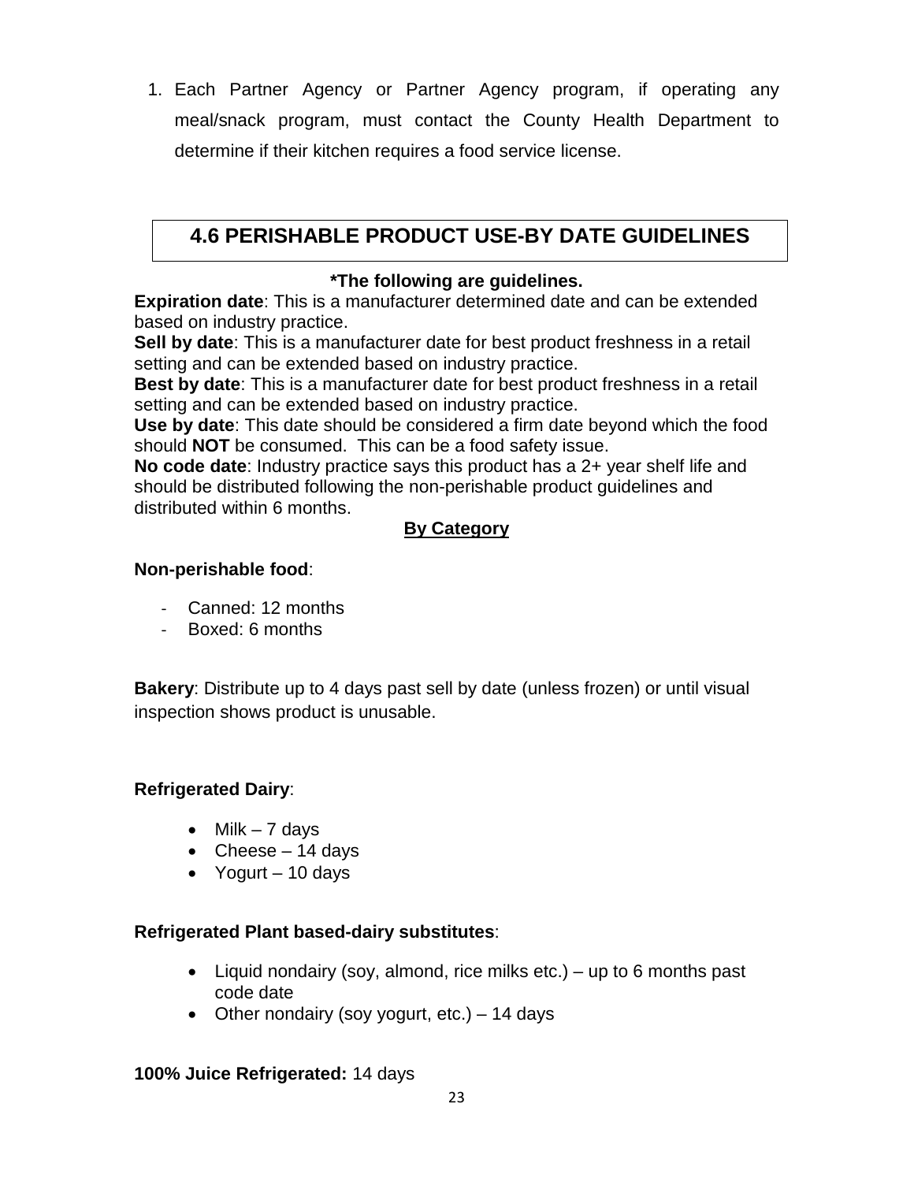1. Each Partner Agency or Partner Agency program, if operating any meal/snack program, must contact the County Health Department to determine if their kitchen requires a food service license.

## 4.6 PERISHABLE PRODUCT USE-BY DATE GUIDELINES

**\*The following are guidelines.**

**Expiration date**: This is a manufacturer determined date and can be extended based on industry practice.
**Sell by date**: This is a manufacturer date for best product freshness in a retail setting and can be extended based on industry practice.
**Best by date**: This is a manufacturer date for best product freshness in a retail setting and can be extended based on industry practice.
**Use by date**: This date should be considered a firm date beyond which the food should **NOT** be consumed. This can be a food safety issue.
**No code date**: Industry practice says this product has a 2+ year shelf life and should be distributed following the non-perishable product guidelines and distributed within 6 months.

**<u>By Category</u>**

**Non-perishable food**:

- Canned: 12 months
- Boxed: 6 months

**Bakery**: Distribute up to 4 days past sell by date (unless frozen) or until visual inspection shows product is unusable.

**Refrigerated Dairy**:

- Milk – 7 days
- Cheese – 14 days
- Yogurt – 10 days

**Refrigerated Plant based-dairy substitutes**:

- Liquid nondairy (soy, almond, rice milks etc.) – up to 6 months past code date
- Other nondairy (soy yogurt, etc.) – 14 days

**100% Juice Refrigerated:** 14 days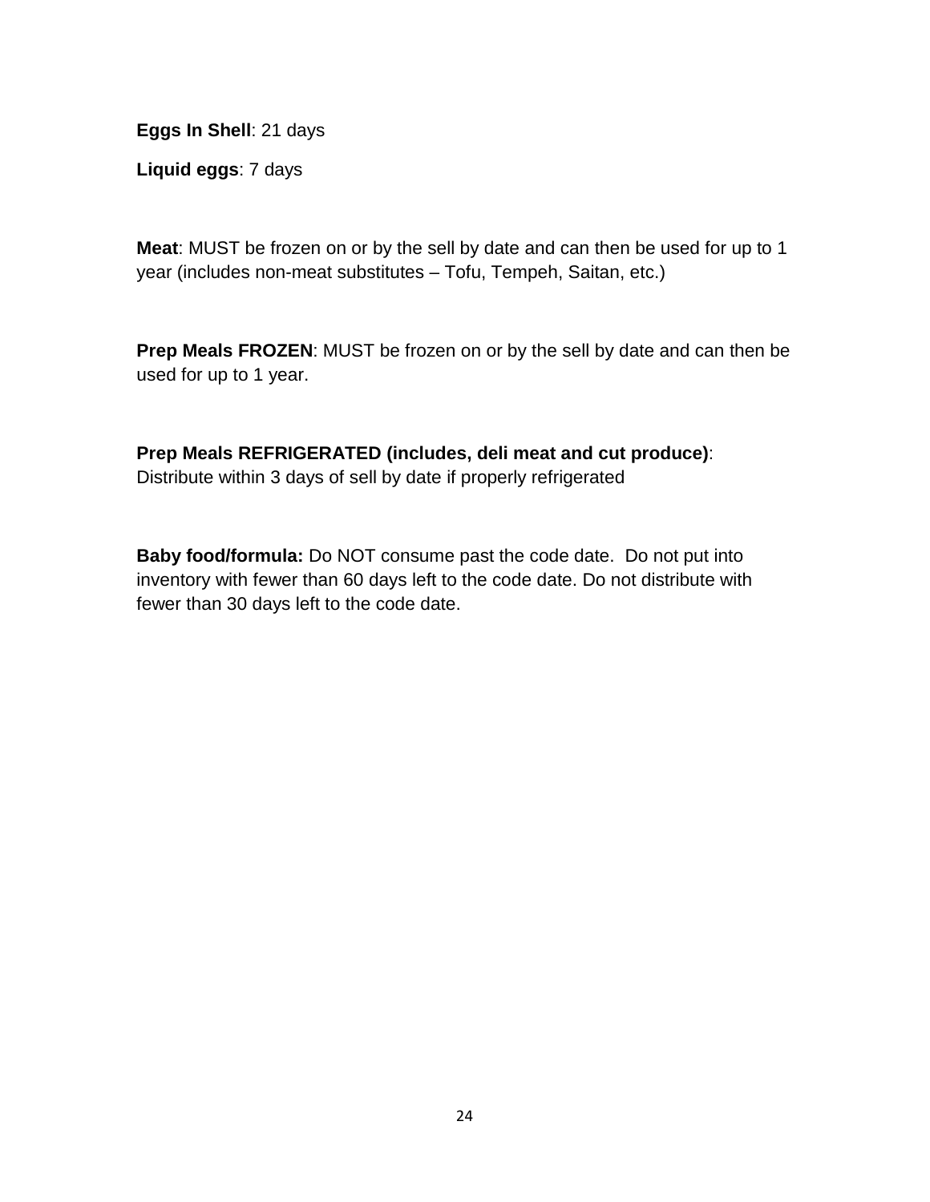**Eggs In Shell**: 21 days

**Liquid eggs**: 7 days

**Meat**: MUST be frozen on or by the sell by date and can then be used for up to 1 year (includes non-meat substitutes – Tofu, Tempeh, Saitan, etc.)

**Prep Meals FROZEN**: MUST be frozen on or by the sell by date and can then be used for up to 1 year.

**Prep Meals REFRIGERATED (includes, deli meat and cut produce)**: Distribute within 3 days of sell by date if properly refrigerated

**Baby food/formula:** Do NOT consume past the code date. Do not put into inventory with fewer than 60 days left to the code date. Do not distribute with fewer than 30 days left to the code date.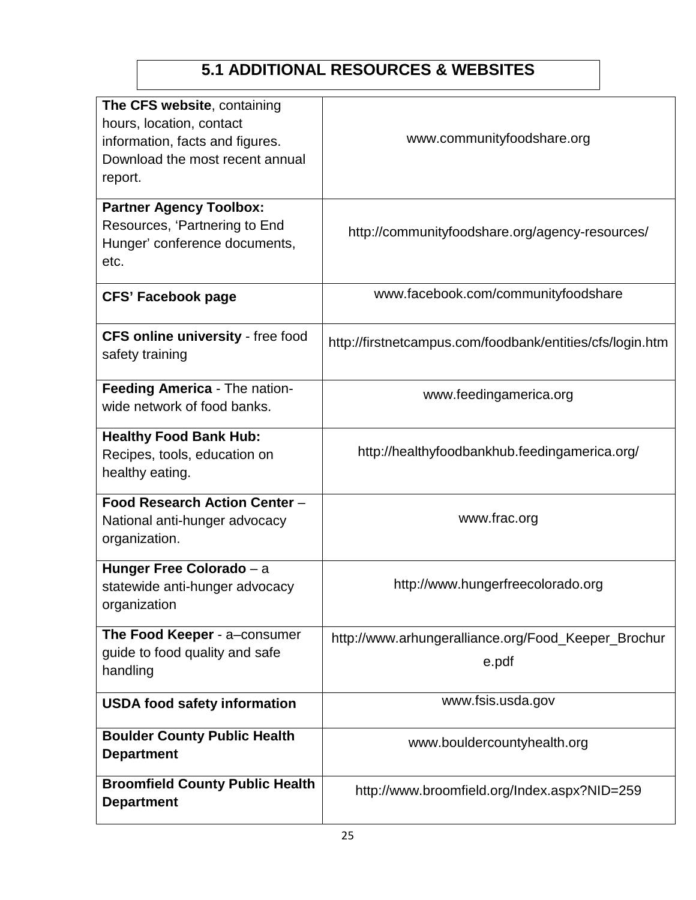# 5.1 ADDITIONAL RESOURCES & WEBSITES

| | |
|---|---|
| **The CFS website**, containing hours, location, contact information, facts and figures. Download the most recent annual report. | www.communityfoodshare.org |
| **Partner Agency Toolbox:** Resources, 'Partnering to End Hunger' conference documents, etc. | http://communityfoodshare.org/agency-resources/ |
| **CFS' Facebook page** | www.facebook.com/communityfoodshare |
| **CFS online university** - free food safety training | http://firstnetcampus.com/foodbank/entities/cfs/login.htm |
| **Feeding America** - The nation-wide network of food banks. | www.feedingamerica.org |
| **Healthy Food Bank Hub:** Recipes, tools, education on healthy eating. | http://healthyfoodbankhub.feedingamerica.org/ |
| **Food Research Action Center** – National anti-hunger advocacy organization. | www.frac.org |
| **Hunger Free Colorado** – a statewide anti-hunger advocacy organization | http://www.hungerfreecolorado.org |
| **The Food Keeper** - a–consumer guide to food quality and safe handling | http://www.arhungeralliance.org/Food_Keeper_Brochure.pdf |
| **USDA food safety information** | www.fsis.usda.gov |
| **Boulder County Public Health Department** | www.bouldercountyhealth.org |
| **Broomfield County Public Health Department** | http://www.broomfield.org/Index.aspx?NID=259 |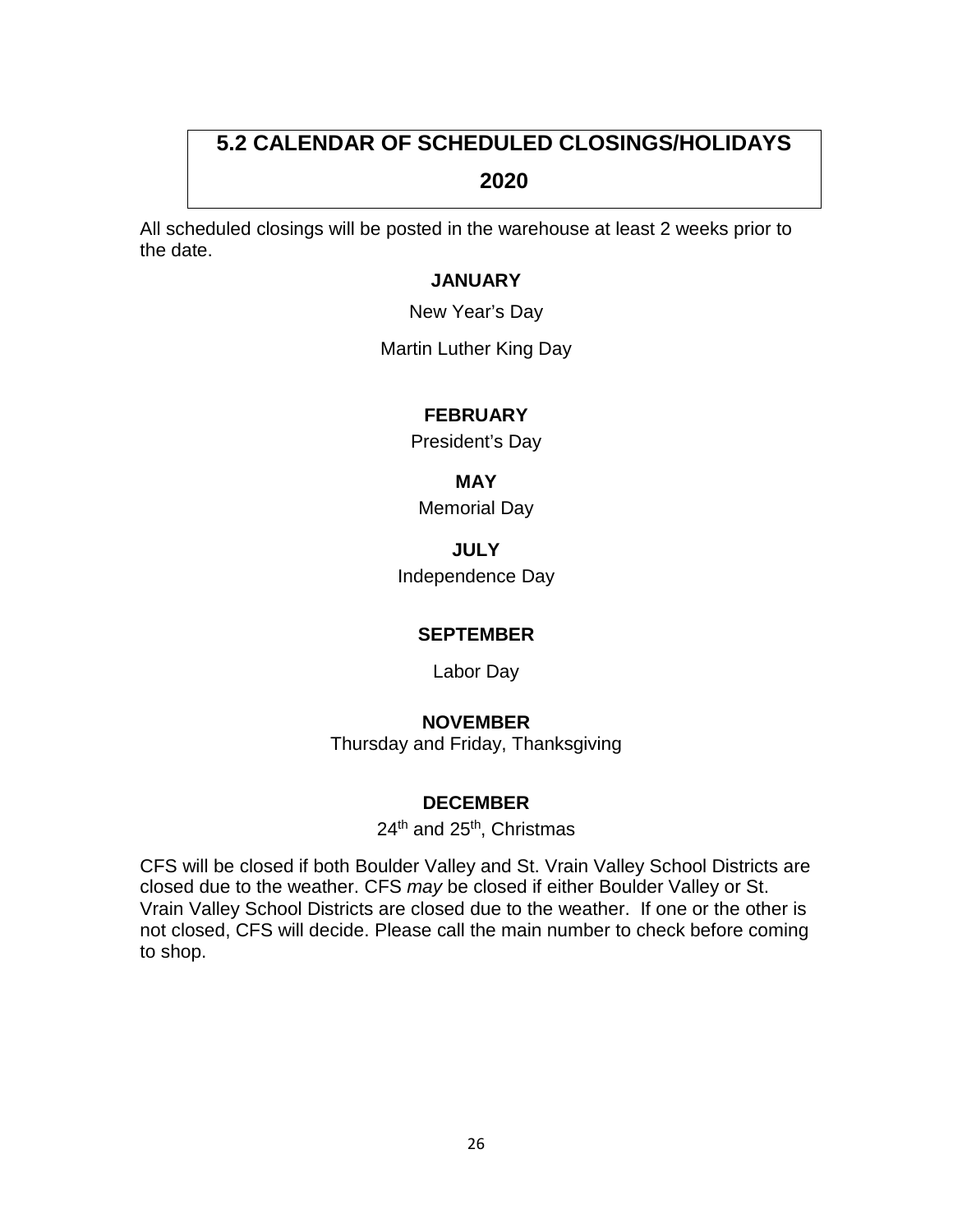## 5.2 CALENDAR OF SCHEDULED CLOSINGS/HOLIDAYS 2020

All scheduled closings will be posted in the warehouse at least 2 weeks prior to the date.

**JANUARY**

New Year's Day

Martin Luther King Day

**FEBRUARY**

President's Day

**MAY**

Memorial Day

**JULY**

Independence Day

**SEPTEMBER**

Labor Day

**NOVEMBER**

Thursday and Friday, Thanksgiving

**DECEMBER**

24th and 25th, Christmas

CFS will be closed if both Boulder Valley and St. Vrain Valley School Districts are closed due to the weather. CFS *may* be closed if either Boulder Valley or St. Vrain Valley School Districts are closed due to the weather. If one or the other is not closed, CFS will decide. Please call the main number to check before coming to shop.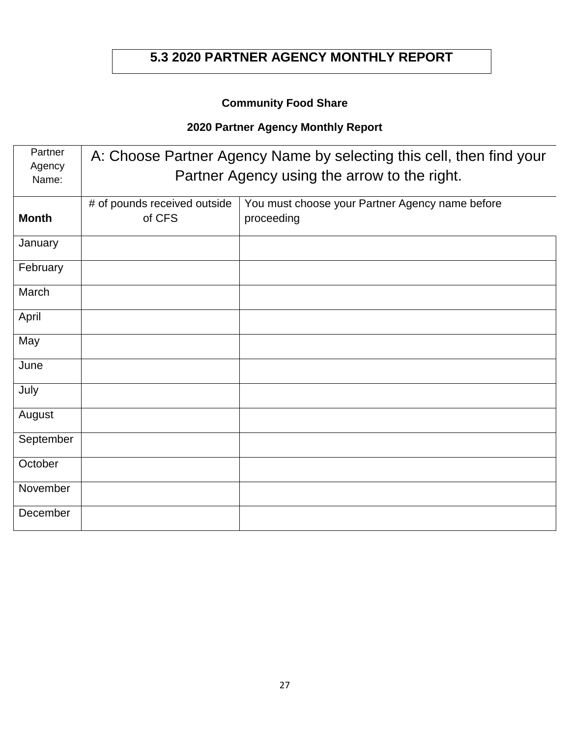# 5.3 2020 PARTNER AGENCY MONTHLY REPORT

**Community Food Share**

**2020 Partner Agency Monthly Report**

| Partner Agency Name: | A: Choose Partner Agency Name by selecting this cell, then find your Partner Agency using the arrow to the right. | |
|---|---|---|
| **Month** | # of pounds received outside of CFS | You must choose your Partner Agency name before proceeding |
| January | | |
| February | | |
| March | | |
| April | | |
| May | | |
| June | | |
| July | | |
| August | | |
| September | | |
| October | | |
| November | | |
| December | | |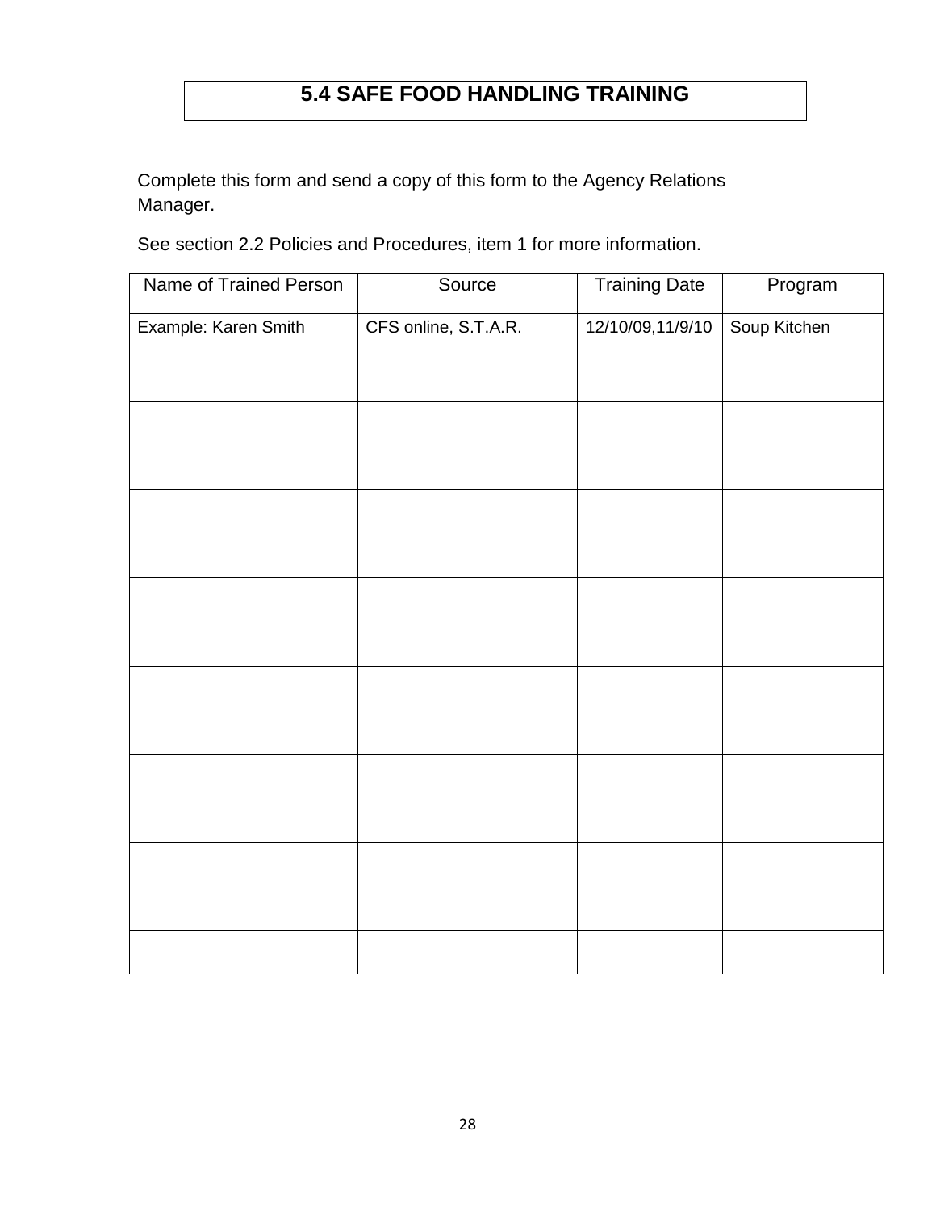# 5.4 SAFE FOOD HANDLING TRAINING

Complete this form and send a copy of this form to the Agency Relations Manager.

See section 2.2 Policies and Procedures, item 1 for more information.

| Name of Trained Person | Source | Training Date | Program |
|---|---|---|---|
| Example: Karen Smith | CFS online, S.T.A.R. | 12/10/09,11/9/10 | Soup Kitchen |
| | | | |
| | | | |
| | | | |
| | | | |
| | | | |
| | | | |
| | | | |
| | | | |
| | | | |
| | | | |
| | | | |
| | | | |
| | | | |
| | | | |